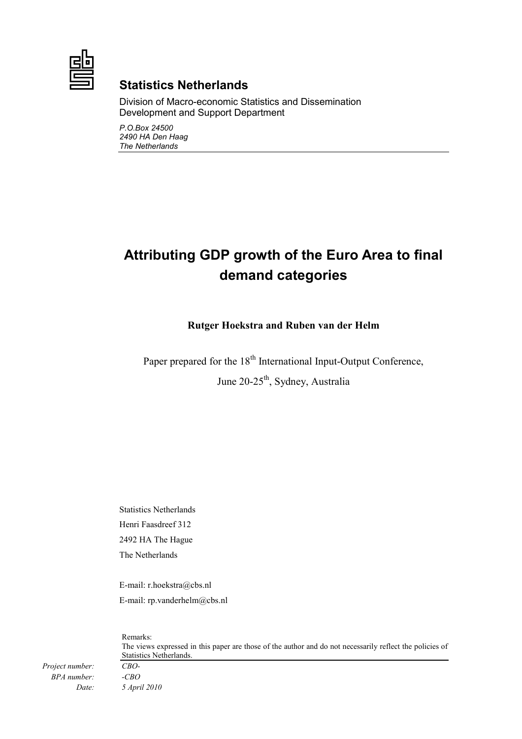**Statistics Netherlands**

Division of Macro-economic Statistics and Dissemination
Development and Support Department

*P.O.Box 24500*
*2490 HA Den Haag*
*The Netherlands*

---

# Attributing GDP growth of the Euro Area to final demand categories

**Rutger Hoekstra and Ruben van der Helm**

Paper prepared for the 18th International Input-Output Conference,

June 20-25th, Sydney, Australia

Statistics Netherlands
Henri Faasdreef 312
2492 HA The Hague
The Netherlands

E-mail: r.hoekstra@cbs.nl
E-mail: rp.vanderhelm@cbs.nl

Remarks:
The views expressed in this paper are those of the author and do not necessarily reflect the policies of Statistics Netherlands.

*Project number:* *CBO-*
*BPA number:* *-CBO*
*Date:* *5 April 2010*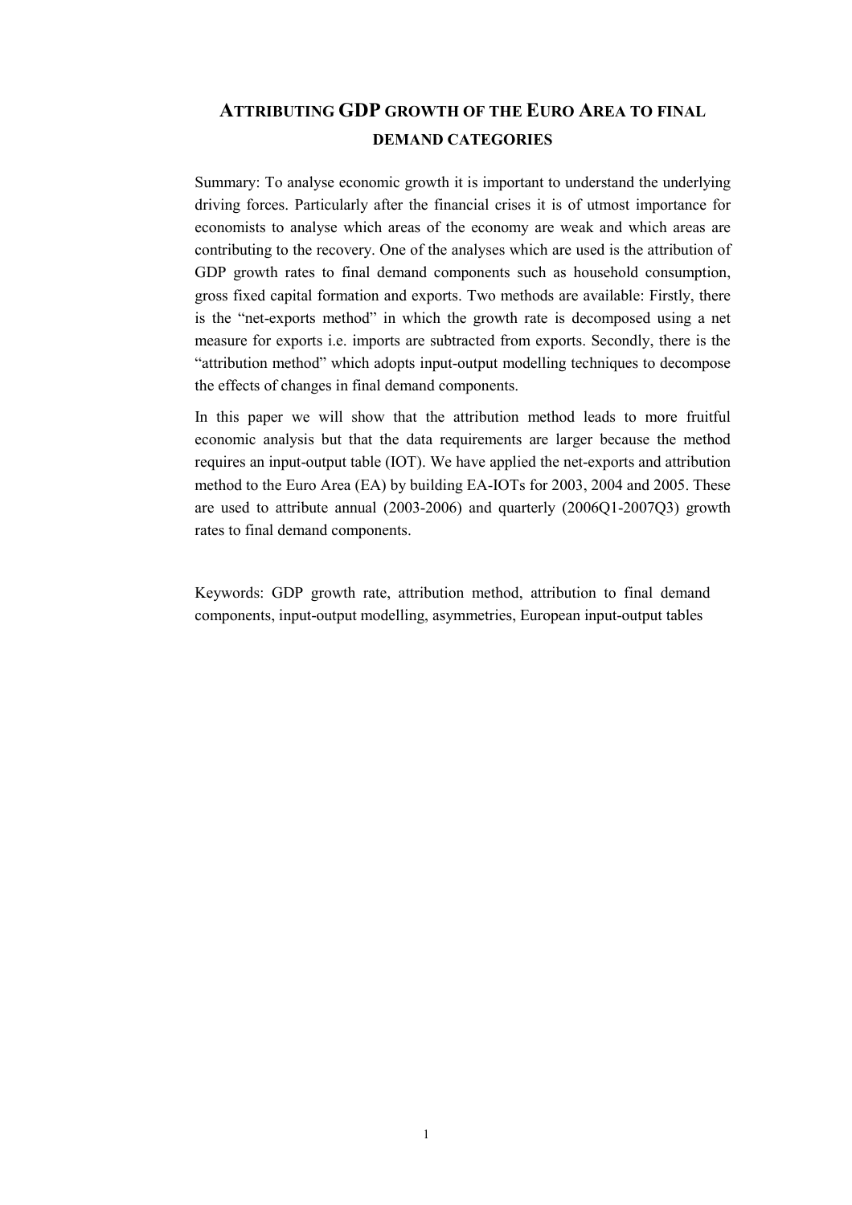# ATTRIBUTING GDP GROWTH OF THE EURO AREA TO FINAL DEMAND CATEGORIES

Summary: To analyse economic growth it is important to understand the underlying driving forces. Particularly after the financial crises it is of utmost importance for economists to analyse which areas of the economy are weak and which areas are contributing to the recovery. One of the analyses which are used is the attribution of GDP growth rates to final demand components such as household consumption, gross fixed capital formation and exports. Two methods are available: Firstly, there is the "net-exports method" in which the growth rate is decomposed using a net measure for exports i.e. imports are subtracted from exports. Secondly, there is the "attribution method" which adopts input-output modelling techniques to decompose the effects of changes in final demand components.

In this paper we will show that the attribution method leads to more fruitful economic analysis but that the data requirements are larger because the method requires an input-output table (IOT). We have applied the net-exports and attribution method to the Euro Area (EA) by building EA-IOTs for 2003, 2004 and 2005. These are used to attribute annual (2003-2006) and quarterly (2006Q1-2007Q3) growth rates to final demand components.

Keywords: GDP growth rate, attribution method, attribution to final demand components, input-output modelling, asymmetries, European input-output tables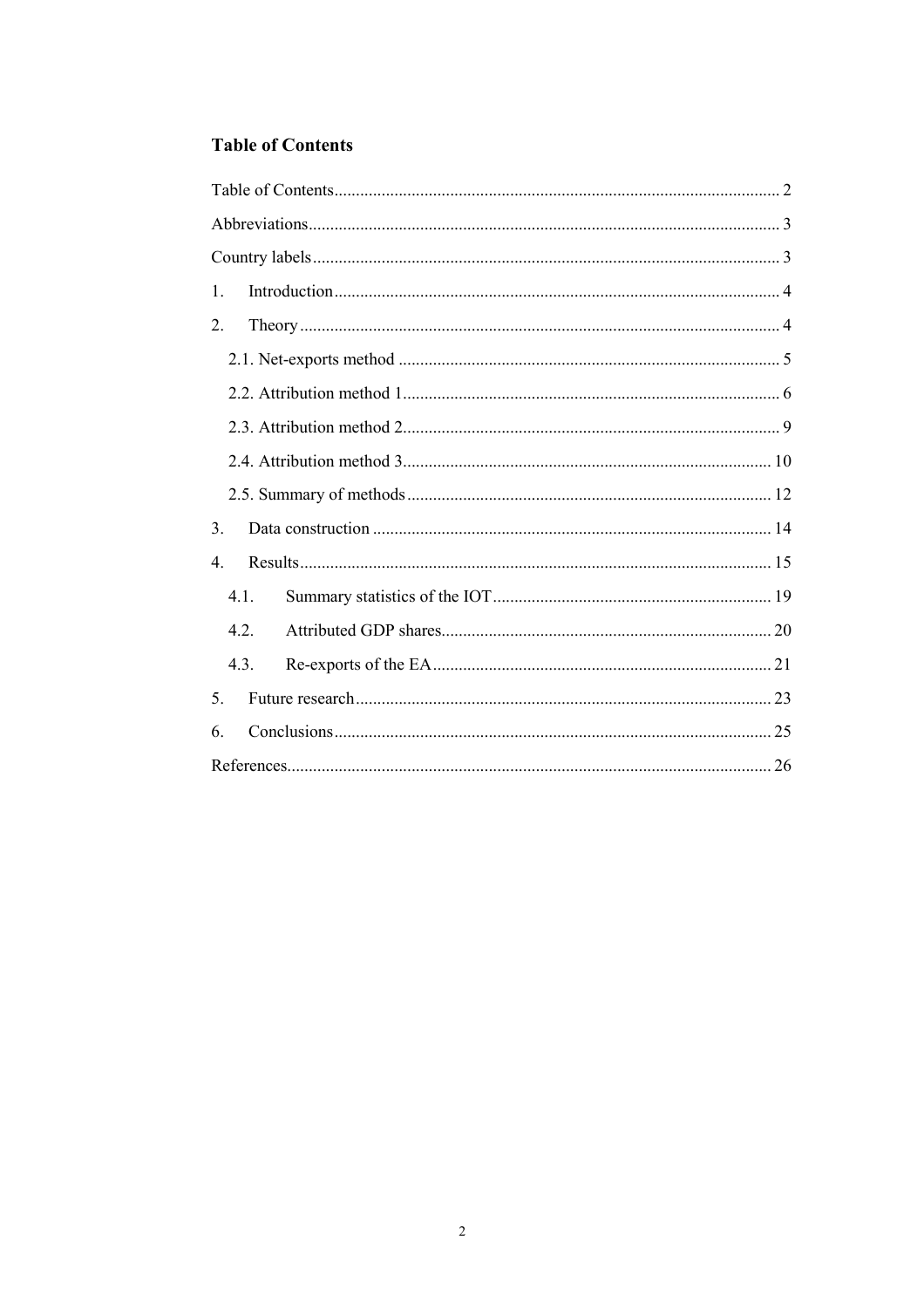## Table of Contents

Table of Contents ........................................................................................................ 2

Abbreviations ............................................................................................................. 3

Country labels ............................................................................................................ 3

1. Introduction ........................................................................................................ 4

2. Theory ................................................................................................................ 4

   2.1. Net-exports method ......................................................................................... 5

   2.2. Attribution method 1 ........................................................................................ 6

   2.3. Attribution method 2 ........................................................................................ 9

   2.4. Attribution method 3 ...................................................................................... 10

   2.5. Summary of methods ...................................................................................... 12

3. Data construction ............................................................................................. 14

4. Results .............................................................................................................. 15

   4.1. Summary statistics of the IOT ................................................................. 19

   4.2. Attributed GDP shares ............................................................................. 20

   4.3. Re-exports of the EA ................................................................................ 21

5. Future research ................................................................................................. 23

6. Conclusions ...................................................................................................... 25

References ................................................................................................................ 26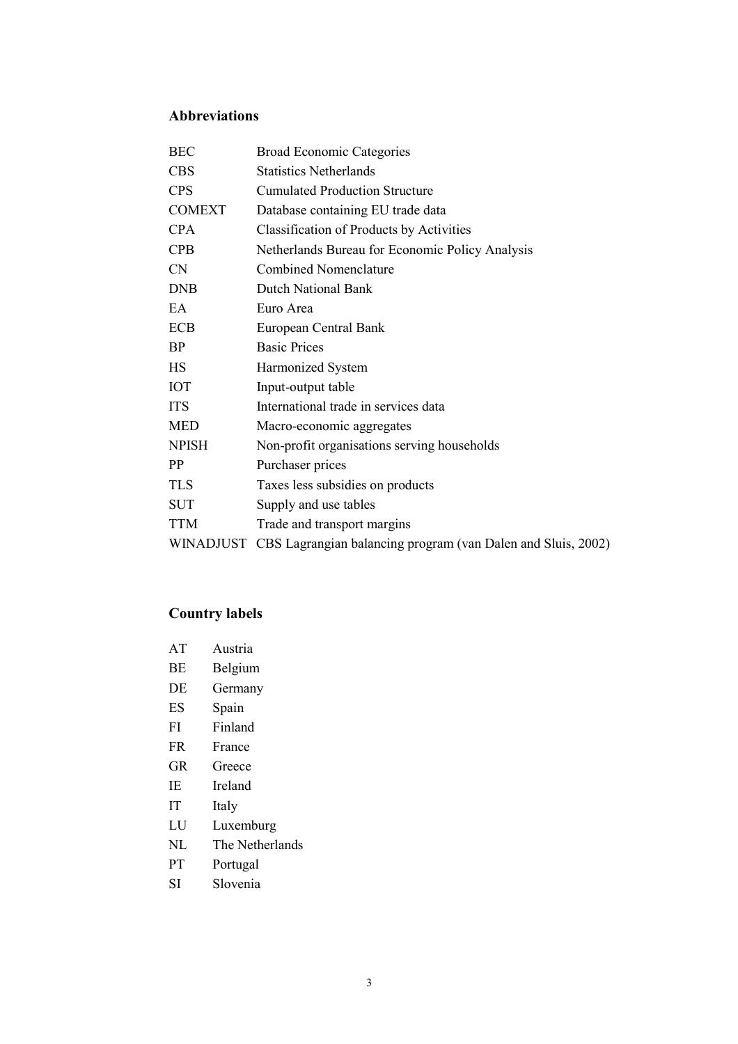## Abbreviations

| | |
|---|---|
| BEC | Broad Economic Categories |
| CBS | Statistics Netherlands |
| CPS | Cumulated Production Structure |
| COMEXT | Database containing EU trade data |
| CPA | Classification of Products by Activities |
| CPB | Netherlands Bureau for Economic Policy Analysis |
| CN | Combined Nomenclature |
| DNB | Dutch National Bank |
| EA | Euro Area |
| ECB | European Central Bank |
| BP | Basic Prices |
| HS | Harmonized System |
| IOT | Input-output table |
| ITS | International trade in services data |
| MED | Macro-economic aggregates |
| NPISH | Non-profit organisations serving households |
| PP | Purchaser prices |
| TLS | Taxes less subsidies on products |
| SUT | Supply and use tables |
| TTM | Trade and transport margins |
| WINADJUST | CBS Lagrangian balancing program (van Dalen and Sluis, 2002) |

## Country labels

| | |
|---|---|
| AT | Austria |
| BE | Belgium |
| DE | Germany |
| ES | Spain |
| FI | Finland |
| FR | France |
| GR | Greece |
| IE | Ireland |
| IT | Italy |
| LU | Luxemburg |
| NL | The Netherlands |
| PT | Portugal |
| SI | Slovenia |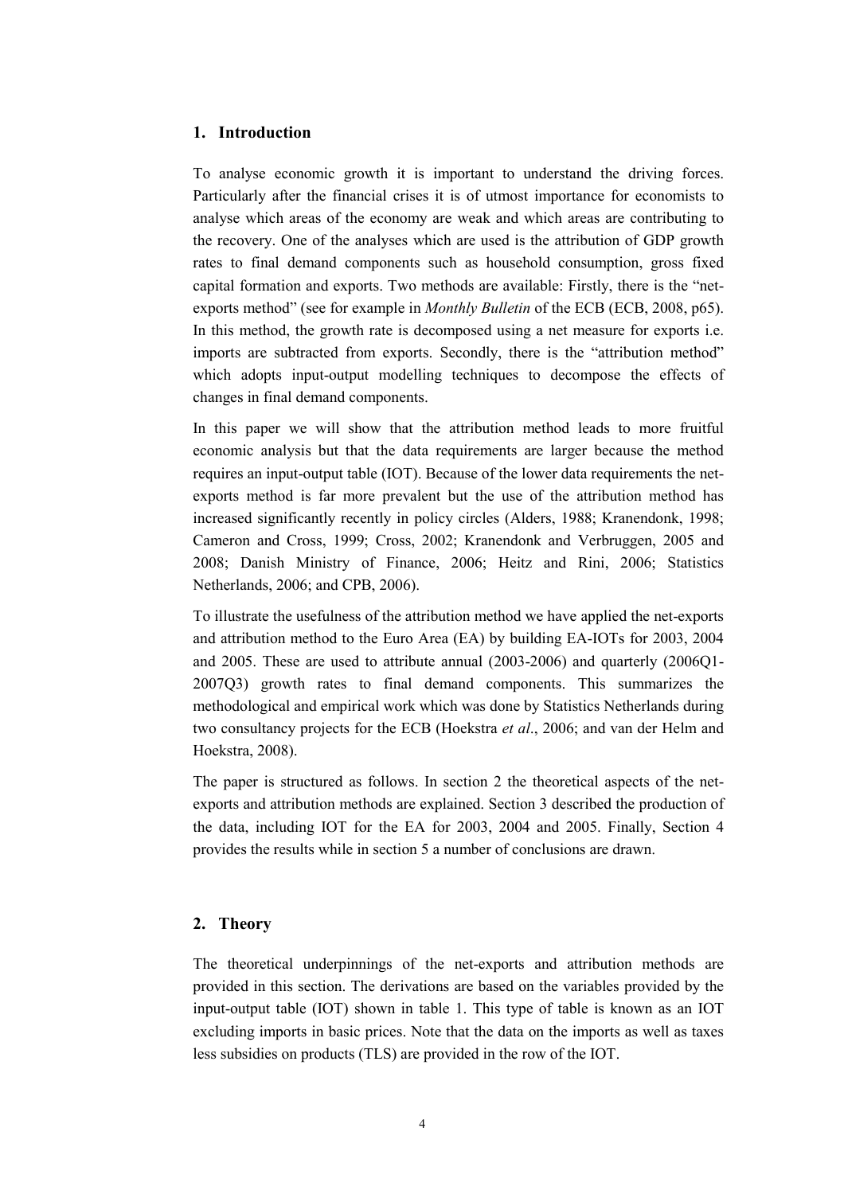## 1. Introduction

To analyse economic growth it is important to understand the driving forces. Particularly after the financial crises it is of utmost importance for economists to analyse which areas of the economy are weak and which areas are contributing to the recovery. One of the analyses which are used is the attribution of GDP growth rates to final demand components such as household consumption, gross fixed capital formation and exports. Two methods are available: Firstly, there is the "net-exports method" (see for example in *Monthly Bulletin* of the ECB (ECB, 2008, p65). In this method, the growth rate is decomposed using a net measure for exports i.e. imports are subtracted from exports. Secondly, there is the "attribution method" which adopts input-output modelling techniques to decompose the effects of changes in final demand components.

In this paper we will show that the attribution method leads to more fruitful economic analysis but that the data requirements are larger because the method requires an input-output table (IOT). Because of the lower data requirements the net-exports method is far more prevalent but the use of the attribution method has increased significantly recently in policy circles (Alders, 1988; Kranendonk, 1998; Cameron and Cross, 1999; Cross, 2002; Kranendonk and Verbruggen, 2005 and 2008; Danish Ministry of Finance, 2006; Heitz and Rini, 2006; Statistics Netherlands, 2006; and CPB, 2006).

To illustrate the usefulness of the attribution method we have applied the net-exports and attribution method to the Euro Area (EA) by building EA-IOTs for 2003, 2004 and 2005. These are used to attribute annual (2003-2006) and quarterly (2006Q1-2007Q3) growth rates to final demand components. This summarizes the methodological and empirical work which was done by Statistics Netherlands during two consultancy projects for the ECB (Hoekstra *et al*., 2006; and van der Helm and Hoekstra, 2008).

The paper is structured as follows. In section 2 the theoretical aspects of the net-exports and attribution methods are explained. Section 3 described the production of the data, including IOT for the EA for 2003, 2004 and 2005. Finally, Section 4 provides the results while in section 5 a number of conclusions are drawn.

## 2. Theory

The theoretical underpinnings of the net-exports and attribution methods are provided in this section. The derivations are based on the variables provided by the input-output table (IOT) shown in table 1. This type of table is known as an IOT excluding imports in basic prices. Note that the data on the imports as well as taxes less subsidies on products (TLS) are provided in the row of the IOT.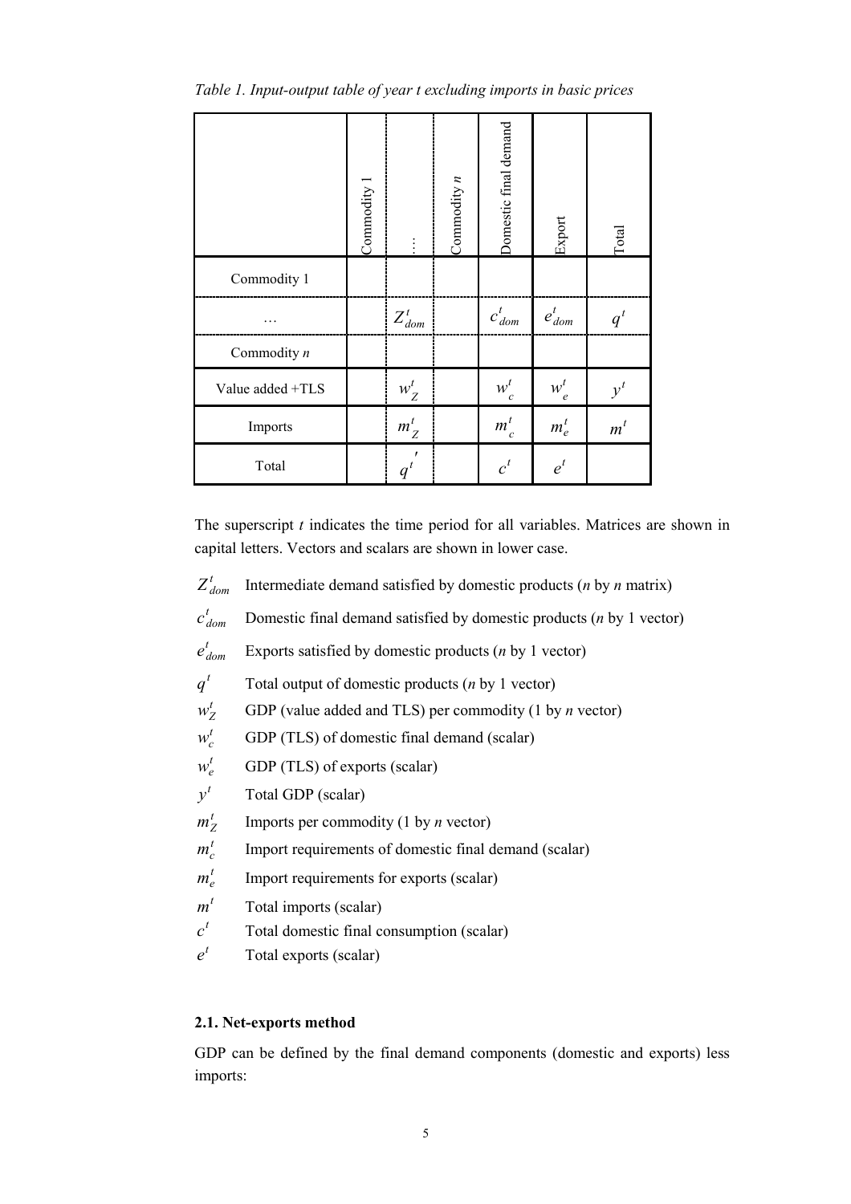*Table 1. Input-output table of year t excluding imports in basic prices*

| | Commodity 1 | … | Commodity *n* | Domestic final demand | Export | Total |
|---|---|---|---|---|---|---|
| Commodity 1 | | | | | | |
| … | | $Z^t_{dom}$ | | $c^t_{dom}$ | $e^t_{dom}$ | $q^t$ |
| Commodity *n* | | | | | | |
| Value added +TLS | | $w^t_Z$ | | $w^t_c$ | $w^t_e$ | $y^t$ |
| Imports | | $m^t_Z$ | | $m^t_c$ | $m^t_e$ | $m^t$ |
| Total | | $q^{t\prime}$ | | $c^t$ | $e^t$ | |

The superscript *t* indicates the time period for all variables. Matrices are shown in capital letters. Vectors and scalars are shown in lower case.

- $Z^t_{dom}$ Intermediate demand satisfied by domestic products (*n* by *n* matrix)
- $c^t_{dom}$ Domestic final demand satisfied by domestic products (*n* by 1 vector)
- $e^t_{dom}$ Exports satisfied by domestic products (*n* by 1 vector)
- $q^t$ Total output of domestic products (*n* by 1 vector)
- $w^t_Z$ GDP (value added and TLS) per commodity (1 by *n* vector)
- $w^t_c$ GDP (TLS) of domestic final demand (scalar)
- $w^t_e$ GDP (TLS) of exports (scalar)
- $y^t$ Total GDP (scalar)
- $m^t_Z$ Imports per commodity (1 by *n* vector)
- $m^t_c$ Import requirements of domestic final demand (scalar)
- $m^t_e$ Import requirements for exports (scalar)
- $m^t$ Total imports (scalar)
- $c^t$ Total domestic final consumption (scalar)
- $e^t$ Total exports (scalar)

### 2.1. Net-exports method

GDP can be defined by the final demand components (domestic and exports) less imports: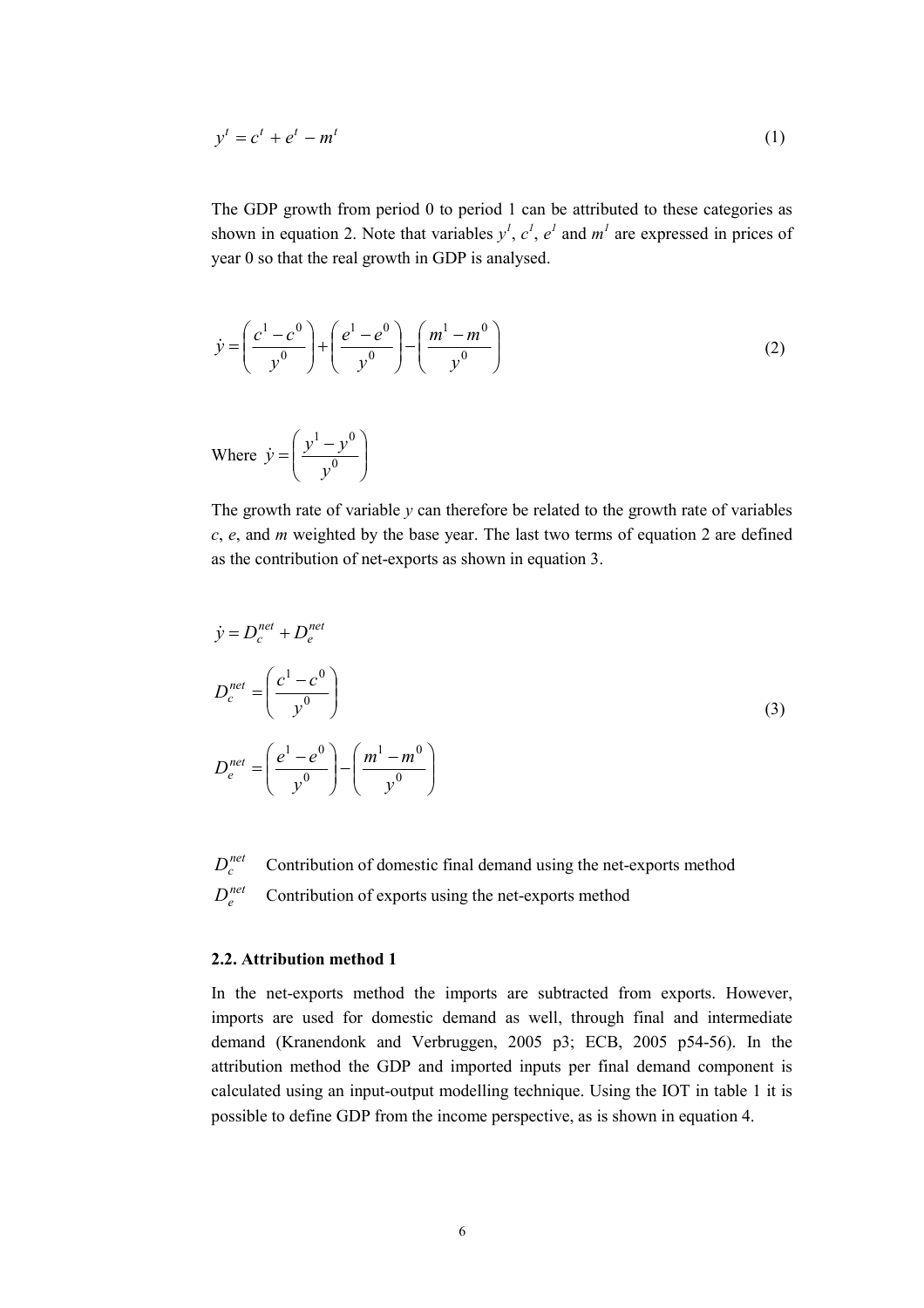$$y^t = c^t + e^t - m^t \tag{1}$$

The GDP growth from period 0 to period 1 can be attributed to these categories as shown in equation 2. Note that variables $y^1$, $c^1$, $e^1$ and $m^1$ are expressed in prices of year 0 so that the real growth in GDP is analysed.

$$\dot{y} = \left(\frac{c^1 - c^0}{y^0}\right) + \left(\frac{e^1 - e^0}{y^0}\right) - \left(\frac{m^1 - m^0}{y^0}\right) \tag{2}$$

Where $\dot{y} = \left(\frac{y^1 - y^0}{y^0}\right)$

The growth rate of variable $y$ can therefore be related to the growth rate of variables $c$, $e$, and $m$ weighted by the base year. The last two terms of equation 2 are defined as the contribution of net-exports as shown in equation 3.

$$\begin{aligned} \dot{y} &= D_c^{net} + D_e^{net} \\ D_c^{net} &= \left(\frac{c^1 - c^0}{y^0}\right) \\ D_e^{net} &= \left(\frac{e^1 - e^0}{y^0}\right) - \left(\frac{m^1 - m^0}{y^0}\right) \end{aligned} \tag{3}$$

$D_c^{net}$ Contribution of domestic final demand using the net-exports method

$D_e^{net}$ Contribution of exports using the net-exports method

### 2.2. Attribution method 1

In the net-exports method the imports are subtracted from exports. However, imports are used for domestic demand as well, through final and intermediate demand (Kranendonk and Verbruggen, 2005 p3; ECB, 2005 p54-56). In the attribution method the GDP and imported inputs per final demand component is calculated using an input-output modelling technique. Using the IOT in table 1 it is possible to define GDP from the income perspective, as is shown in equation 4.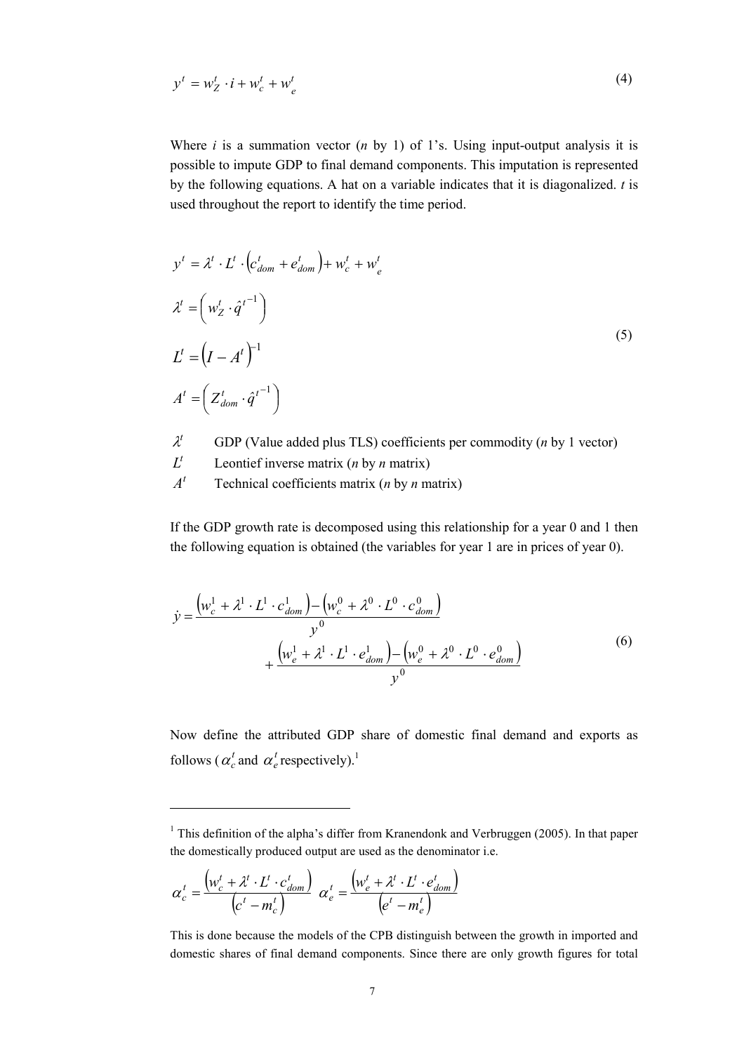$$y^t = w_Z^t \cdot i + w_c^t + w_e^t \tag{4}$$

Where $i$ is a summation vector ($n$ by 1) of 1's. Using input-output analysis it is possible to impute GDP to final demand components. This imputation is represented by the following equations. A hat on a variable indicates that it is diagonalized. $t$ is used throughout the report to identify the time period.

$$\begin{aligned}
y^t &= \lambda^t \cdot L^t \cdot \left(c_{dom}^t + e_{dom}^t\right) + w_c^t + w_e^t \\
\lambda^t &= \left( w_Z^t \cdot \hat{q}^{t^{-1}} \right) \\
L^t &= \left(I - A^t\right)^{-1} \\
A^t &= \left( Z_{dom}^t \cdot \hat{q}^{t^{-1}} \right)
\end{aligned} \tag{5}$$

$\lambda^t$ GDP (Value added plus TLS) coefficients per commodity ($n$ by 1 vector)

$L^t$ Leontief inverse matrix ($n$ by $n$ matrix)

$A^t$ Technical coefficients matrix ($n$ by $n$ matrix)

If the GDP growth rate is decomposed using this relationship for a year 0 and 1 then the following equation is obtained (the variables for year 1 are in prices of year 0).

$$\begin{aligned}
\dot{y} = &\frac{\left(w_c^1 + \lambda^1 \cdot L^1 \cdot c_{dom}^1\right) - \left(w_c^0 + \lambda^0 \cdot L^0 \cdot c_{dom}^0\right)}{y^0} \\
&+ \frac{\left(w_e^1 + \lambda^1 \cdot L^1 \cdot e_{dom}^1\right) - \left(w_e^0 + \lambda^0 \cdot L^0 \cdot e_{dom}^0\right)}{y^0}
\end{aligned} \tag{6}$$

Now define the attributed GDP share of domestic final demand and exports as follows ($\alpha_c^t$ and $\alpha_e^t$ respectively).[1]

---

[1] This definition of the alpha's differ from Kranendonk and Verbruggen (2005). In that paper the domestically produced output are used as the denominator i.e.

$$\alpha_c^t = \frac{\left(w_c^t + \lambda^t \cdot L^t \cdot c_{dom}^t\right)}{\left(c^t - m_c^t\right)} \quad \alpha_e^t = \frac{\left(w_e^t + \lambda^t \cdot L^t \cdot e_{dom}^t\right)}{\left(e^t - m_e^t\right)}$$

This is done because the models of the CPB distinguish between the growth in imported and domestic shares of final demand components. Since there are only growth figures for total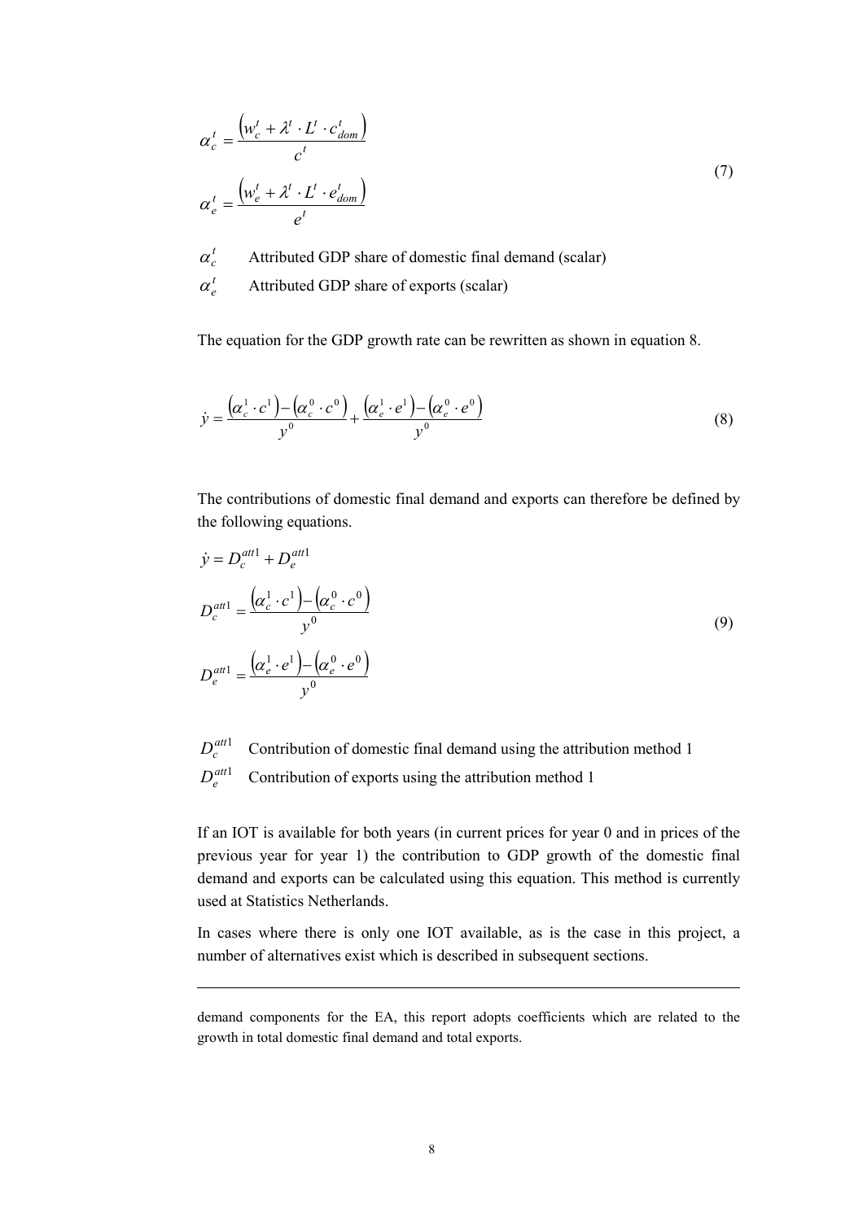$$\alpha_c^t = \frac{\left(w_c^t + \lambda^t \cdot L^t \cdot c_{dom}^t\right)}{c^t}$$

$$\alpha_e^t = \frac{\left(w_e^t + \lambda^t \cdot L^t \cdot e_{dom}^t\right)}{e^t} \tag{7}$$

$\alpha_c^t$ Attributed GDP share of domestic final demand (scalar)

$\alpha_e^t$ Attributed GDP share of exports (scalar)

The equation for the GDP growth rate can be rewritten as shown in equation 8.

$$\dot{y} = \frac{\left(\alpha_c^1 \cdot c^1\right) - \left(\alpha_c^0 \cdot c^0\right)}{y^0} + \frac{\left(\alpha_e^1 \cdot e^1\right) - \left(\alpha_e^0 \cdot e^0\right)}{y^0} \tag{8}$$

The contributions of domestic final demand and exports can therefore be defined by the following equations.

$$\dot{y} = D_c^{att1} + D_e^{att1}$$

$$D_c^{att1} = \frac{\left(\alpha_c^1 \cdot c^1\right) - \left(\alpha_c^0 \cdot c^0\right)}{y^0} \tag{9}$$

$$D_e^{att1} = \frac{\left(\alpha_e^1 \cdot e^1\right) - \left(\alpha_e^0 \cdot e^0\right)}{y^0}$$

$D_c^{att1}$ Contribution of domestic final demand using the attribution method 1

$D_e^{att1}$ Contribution of exports using the attribution method 1

If an IOT is available for both years (in current prices for year 0 and in prices of the previous year for year 1) the contribution to GDP growth of the domestic final demand and exports can be calculated using this equation. This method is currently used at Statistics Netherlands.

In cases where there is only one IOT available, as is the case in this project, a number of alternatives exist which is described in subsequent sections.

---

demand components for the EA, this report adopts coefficients which are related to the growth in total domestic final demand and total exports.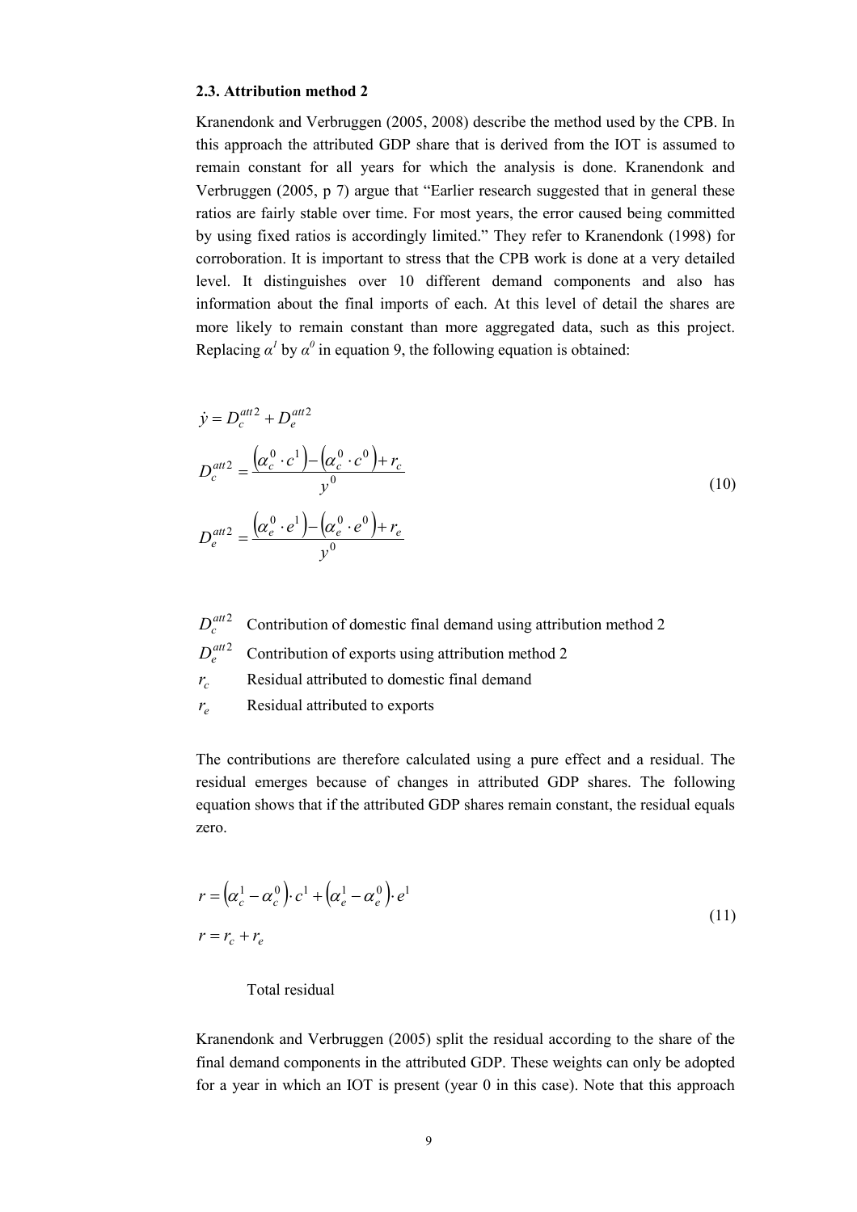### 2.3. Attribution method 2

Kranendonk and Verbruggen (2005, 2008) describe the method used by the CPB. In this approach the attributed GDP share that is derived from the IOT is assumed to remain constant for all years for which the analysis is done. Kranendonk and Verbruggen (2005, p 7) argue that "Earlier research suggested that in general these ratios are fairly stable over time. For most years, the error caused being committed by using fixed ratios is accordingly limited." They refer to Kranendonk (1998) for corroboration. It is important to stress that the CPB work is done at a very detailed level. It distinguishes over 10 different demand components and also has information about the final imports of each. At this level of detail the shares are more likely to remain constant than more aggregated data, such as this project. Replacing $\alpha^1$ by $\alpha^0$ in equation 9, the following equation is obtained:

$$
\begin{aligned}
\dot{y} &= D_c^{att2} + D_e^{att2} \\
D_c^{att2} &= \frac{\left(\alpha_c^0 \cdot c^1\right) - \left(\alpha_c^0 \cdot c^0\right) + r_c}{y^0} \\
D_e^{att2} &= \frac{\left(\alpha_e^0 \cdot e^1\right) - \left(\alpha_e^0 \cdot e^0\right) + r_e}{y^0}
\end{aligned}
\tag{10}
$$

$D_c^{att2}$ Contribution of domestic final demand using attribution method 2

$D_e^{att2}$ Contribution of exports using attribution method 2

$r_c$ Residual attributed to domestic final demand

$r_e$ Residual attributed to exports

The contributions are therefore calculated using a pure effect and a residual. The residual emerges because of changes in attributed GDP shares. The following equation shows that if the attributed GDP shares remain constant, the residual equals zero.

$$
\begin{aligned}
r &= \left(\alpha_c^1 - \alpha_c^0\right) \cdot c^1 + \left(\alpha_e^1 - \alpha_e^0\right) \cdot e^1 \\
r &= r_c + r_e
\end{aligned}
\tag{11}
$$

Total residual

Kranendonk and Verbruggen (2005) split the residual according to the share of the final demand components in the attributed GDP. These weights can only be adopted for a year in which an IOT is present (year 0 in this case). Note that this approach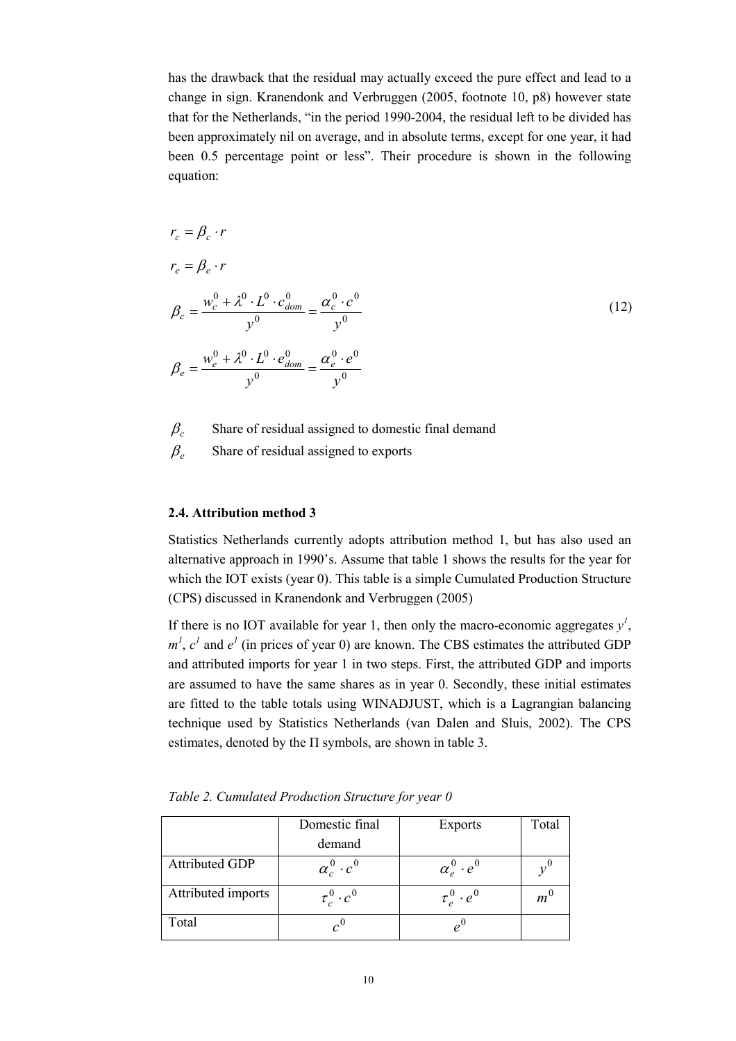has the drawback that the residual may actually exceed the pure effect and lead to a change in sign. Kranendonk and Verbruggen (2005, footnote 10, p8) however state that for the Netherlands, "in the period 1990-2004, the residual left to be divided has been approximately nil on average, and in absolute terms, except for one year, it had been 0.5 percentage point or less". Their procedure is shown in the following equation:

$$
\begin{aligned}
r_c &= \beta_c \cdot r \\
r_e &= \beta_e \cdot r \\
\beta_c &= \frac{w_c^0 + \lambda^0 \cdot L^0 \cdot c_{dom}^0}{y^0} = \frac{\alpha_c^0 \cdot c^0}{y^0} \\
\beta_e &= \frac{w_e^0 + \lambda^0 \cdot L^0 \cdot e_{dom}^0}{y^0} = \frac{\alpha_e^0 \cdot e^0}{y^0}
\end{aligned}
\tag{12}
$$

$\beta_c$ Share of residual assigned to domestic final demand

$\beta_e$ Share of residual assigned to exports

### 2.4. Attribution method 3

Statistics Netherlands currently adopts attribution method 1, but has also used an alternative approach in 1990's. Assume that table 1 shows the results for the year for which the IOT exists (year 0). This table is a simple Cumulated Production Structure (CPS) discussed in Kranendonk and Verbruggen (2005)

If there is no IOT available for year 1, then only the macro-economic aggregates $y^1$, $m^1$, $c^1$ and $e^1$ (in prices of year 0) are known. The CBS estimates the attributed GDP and attributed imports for year 1 in two steps. First, the attributed GDP and imports are assumed to have the same shares as in year 0. Secondly, these initial estimates are fitted to the table totals using WINADJUST, which is a Lagrangian balancing technique used by Statistics Netherlands (van Dalen and Sluis, 2002). The CPS estimates, denoted by the Π symbols, are shown in table 3.

*Table 2. Cumulated Production Structure for year 0*

| | Domestic final demand | Exports | Total |
|---|---|---|---|
| Attributed GDP | $\alpha_c^0 \cdot c^0$ | $\alpha_e^0 \cdot e^0$ | $y^0$ |
| Attributed imports | $\tau_c^0 \cdot c^0$ | $\tau_e^0 \cdot e^0$ | $m^0$ |
| Total | $c^0$ | $e^0$ | |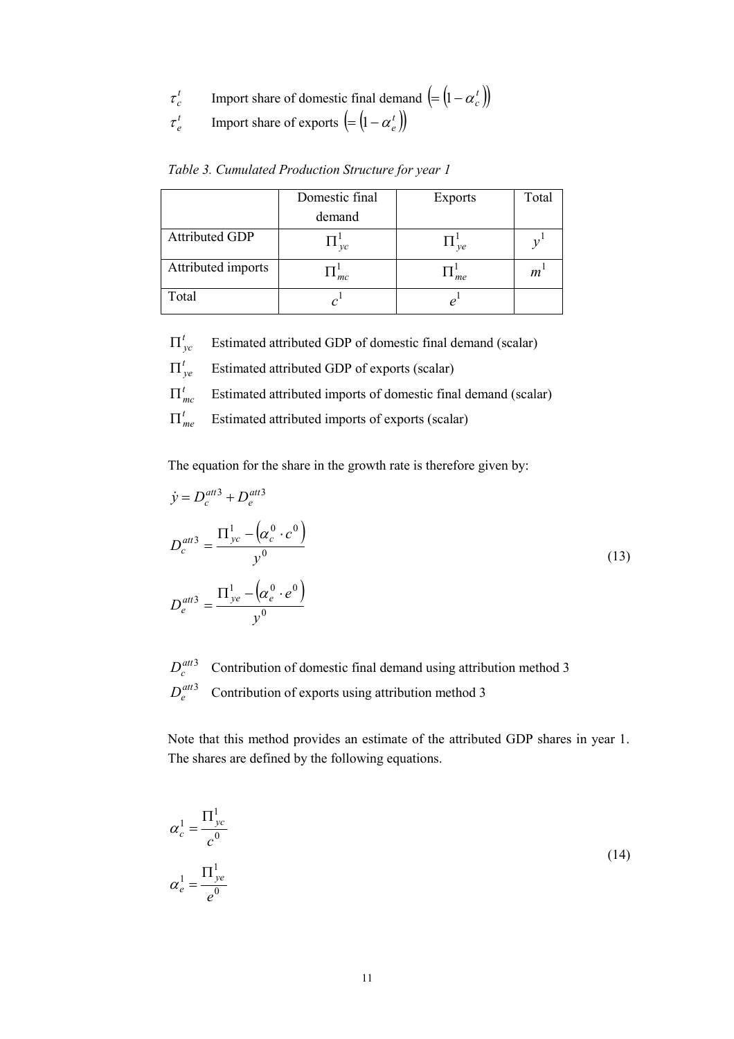$\tau_c^t$ Import share of domestic final demand $\left(= \left(1 - \alpha_c^t\right)\right)$

$\tau_e^t$ Import share of exports $\left(= \left(1 - \alpha_e^t\right)\right)$

*Table 3. Cumulated Production Structure for year 1*

| | Domestic final demand | Exports | Total |
|---|---|---|---|
| Attributed GDP | $\Pi_{yc}^1$ | $\Pi_{ye}^1$ | $y^1$ |
| Attributed imports | $\Pi_{mc}^1$ | $\Pi_{me}^1$ | $m^1$ |
| Total | $c^1$ | $e^1$ | |

$\Pi_{yc}^t$ Estimated attributed GDP of domestic final demand (scalar)

$\Pi_{ye}^t$ Estimated attributed GDP of exports (scalar)

$\Pi_{mc}^t$ Estimated attributed imports of domestic final demand (scalar)

$\Pi_{me}^t$ Estimated attributed imports of exports (scalar)

The equation for the share in the growth rate is therefore given by:

$$
\begin{aligned}
\dot{y} &= D_c^{att3} + D_e^{att3} \\
D_c^{att3} &= \frac{\Pi_{yc}^1 - \left(\alpha_c^0 \cdot c^0\right)}{y^0} \\
D_e^{att3} &= \frac{\Pi_{ye}^1 - \left(\alpha_e^0 \cdot e^0\right)}{y^0}
\end{aligned}
\tag{13}
$$

$D_c^{att3}$ Contribution of domestic final demand using attribution method 3

$D_e^{att3}$ Contribution of exports using attribution method 3

Note that this method provides an estimate of the attributed GDP shares in year 1. The shares are defined by the following equations.

$$
\begin{aligned}
\alpha_c^1 &= \frac{\Pi_{yc}^1}{c^0} \\
\alpha_e^1 &= \frac{\Pi_{ye}^1}{e^0}
\end{aligned}
\tag{14}
$$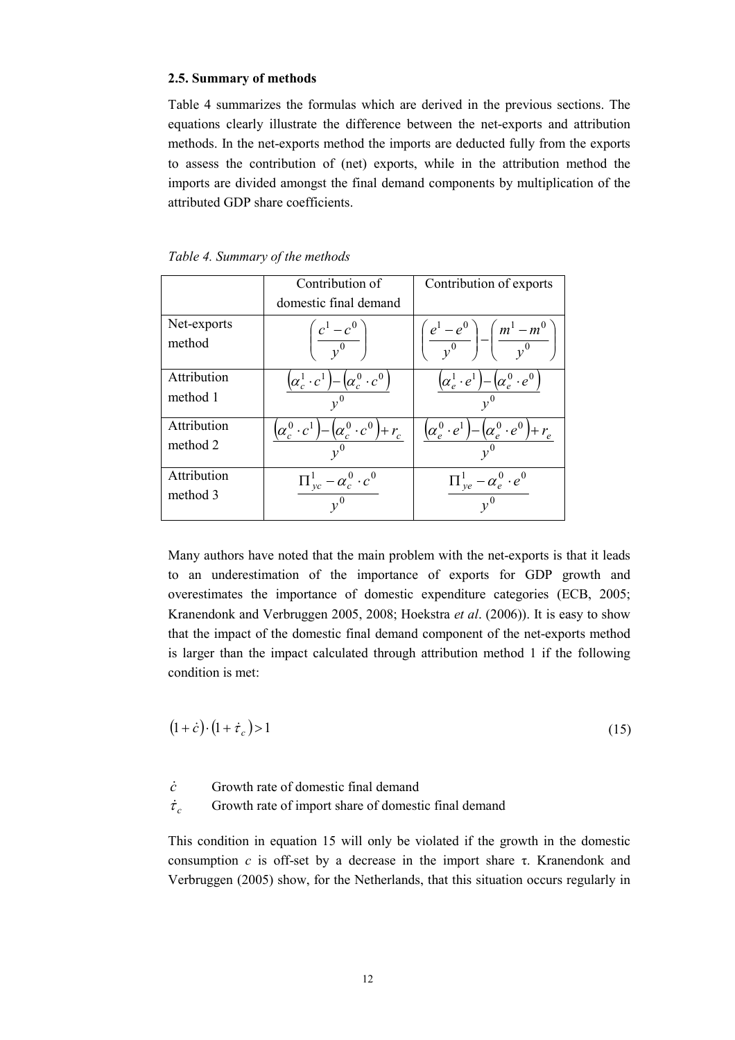### 2.5. Summary of methods

Table 4 summarizes the formulas which are derived in the previous sections. The equations clearly illustrate the difference between the net-exports and attribution methods. In the net-exports method the imports are deducted fully from the exports to assess the contribution of (net) exports, while in the attribution method the imports are divided amongst the final demand components by multiplication of the attributed GDP share coefficients.

*Table 4. Summary of the methods*

| | Contribution of domestic final demand | Contribution of exports |
|---|---|---|
| Net-exports method | $\left(\dfrac{c^1 - c^0}{y^0}\right)$ | $\left(\dfrac{e^1 - e^0}{y^0}\right) - \left(\dfrac{m^1 - m^0}{y^0}\right)$ |
| Attribution method 1 | $\dfrac{\left(\alpha_c^1 \cdot c^1\right) - \left(\alpha_c^0 \cdot c^0\right)}{y^0}$ | $\dfrac{\left(\alpha_e^1 \cdot e^1\right) - \left(\alpha_e^0 \cdot e^0\right)}{y^0}$ |
| Attribution method 2 | $\dfrac{\left(\alpha_c^0 \cdot c^1\right) - \left(\alpha_c^0 \cdot c^0\right) + r_c}{y^0}$ | $\dfrac{\left(\alpha_e^0 \cdot e^1\right) - \left(\alpha_e^0 \cdot e^0\right) + r_e}{y^0}$ |
| Attribution method 3 | $\dfrac{\Pi_{yc}^1 - \alpha_c^0 \cdot c^0}{y^0}$ | $\dfrac{\Pi_{ye}^1 - \alpha_e^0 \cdot e^0}{y^0}$ |

Many authors have noted that the main problem with the net-exports is that it leads to an underestimation of the importance of exports for GDP growth and overestimates the importance of domestic expenditure categories (ECB, 2005; Kranendonk and Verbruggen 2005, 2008; Hoekstra *et al*. (2006)). It is easy to show that the impact of the domestic final demand component of the net-exports method is larger than the impact calculated through attribution method 1 if the following condition is met:

$$\left(1 + \dot{c}\right) \cdot \left(1 + \dot{\tau}_c\right) > 1 \tag{15}$$

$\dot{c}$ Growth rate of domestic final demand

$\dot{\tau}_c$ Growth rate of import share of domestic final demand

This condition in equation 15 will only be violated if the growth in the domestic consumption $c$ is off-set by a decrease in the import share $\tau$. Kranendonk and Verbruggen (2005) show, for the Netherlands, that this situation occurs regularly in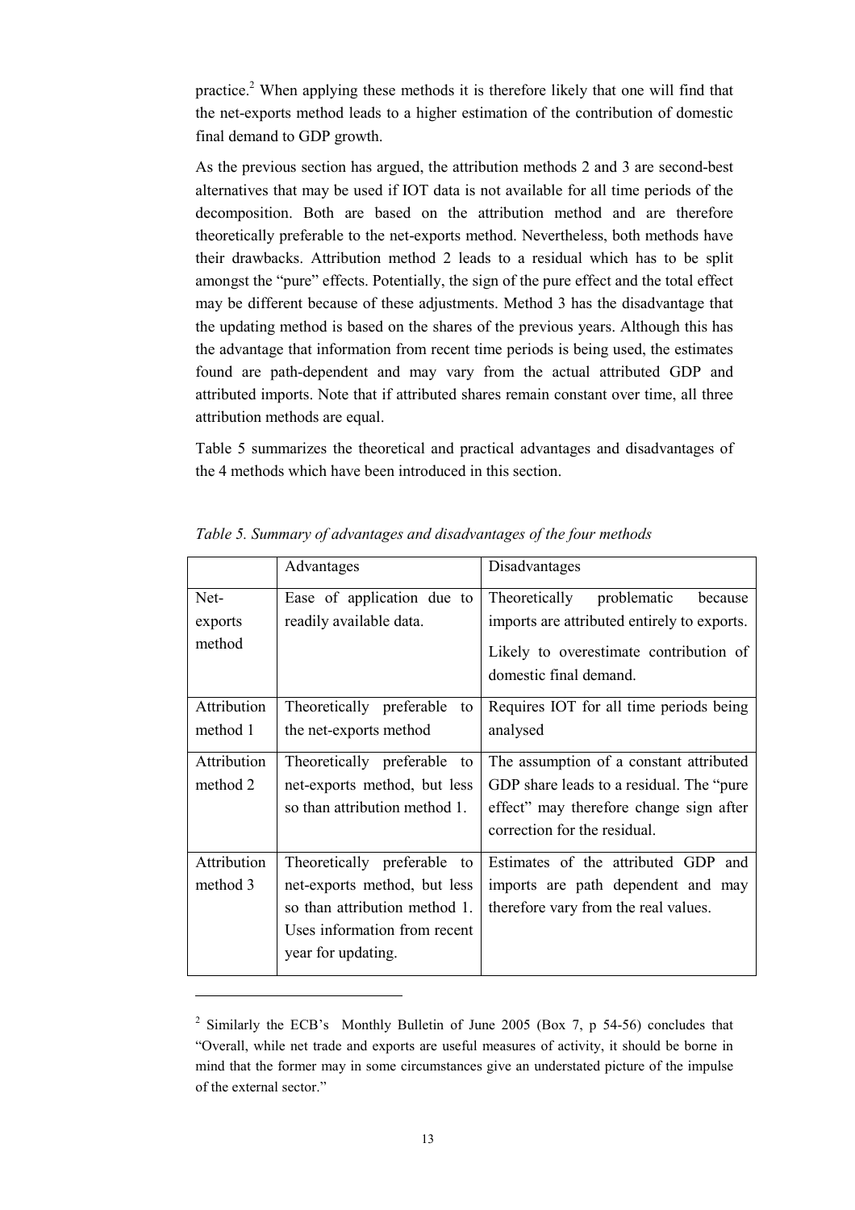practice.[2] When applying these methods it is therefore likely that one will find that the net-exports method leads to a higher estimation of the contribution of domestic final demand to GDP growth.

As the previous section has argued, the attribution methods 2 and 3 are second-best alternatives that may be used if IOT data is not available for all time periods of the decomposition. Both are based on the attribution method and are therefore theoretically preferable to the net-exports method. Nevertheless, both methods have their drawbacks. Attribution method 2 leads to a residual which has to be split amongst the "pure" effects. Potentially, the sign of the pure effect and the total effect may be different because of these adjustments. Method 3 has the disadvantage that the updating method is based on the shares of the previous years. Although this has the advantage that information from recent time periods is being used, the estimates found are path-dependent and may vary from the actual attributed GDP and attributed imports. Note that if attributed shares remain constant over time, all three attribution methods are equal.

Table 5 summarizes the theoretical and practical advantages and disadvantages of the 4 methods which have been introduced in this section.

*Table 5. Summary of advantages and disadvantages of the four methods*

| | Advantages | Disadvantages |
|---|---|---|
| Net-exports method | Ease of application due to readily available data. | Theoretically problematic because imports are attributed entirely to exports. Likely to overestimate contribution of domestic final demand. |
| Attribution method 1 | Theoretically preferable to the net-exports method | Requires IOT for all time periods being analysed |
| Attribution method 2 | Theoretically preferable to net-exports method, but less so than attribution method 1. | The assumption of a constant attributed GDP share leads to a residual. The "pure effect" may therefore change sign after correction for the residual. |
| Attribution method 3 | Theoretically preferable to net-exports method, but less so than attribution method 1. Uses information from recent year for updating. | Estimates of the attributed GDP and imports are path dependent and may therefore vary from the real values. |

[2] Similarly the ECB's Monthly Bulletin of June 2005 (Box 7, p 54-56) concludes that "Overall, while net trade and exports are useful measures of activity, it should be borne in mind that the former may in some circumstances give an understated picture of the impulse of the external sector."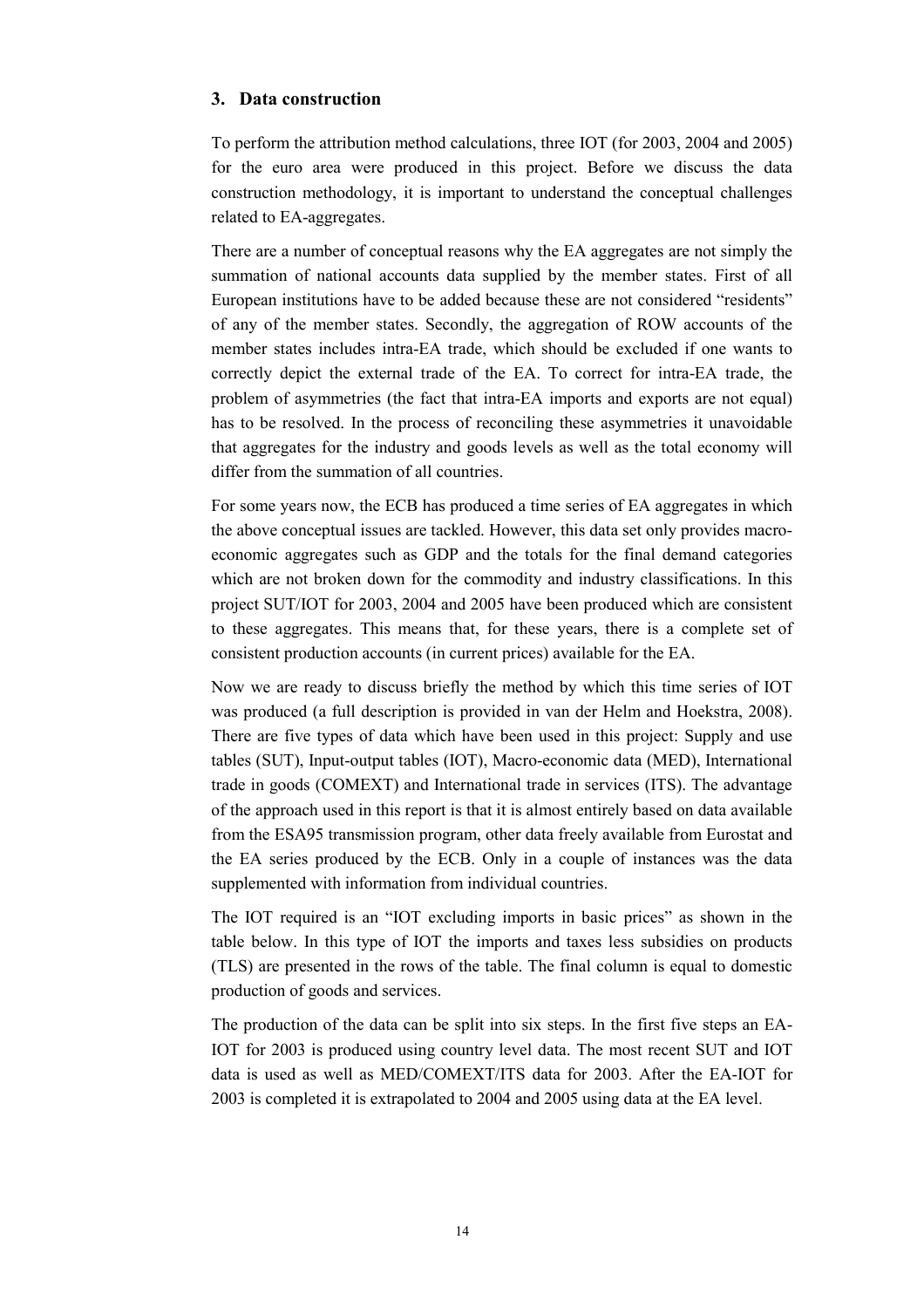## 3. Data construction

To perform the attribution method calculations, three IOT (for 2003, 2004 and 2005) for the euro area were produced in this project. Before we discuss the data construction methodology, it is important to understand the conceptual challenges related to EA-aggregates.

There are a number of conceptual reasons why the EA aggregates are not simply the summation of national accounts data supplied by the member states. First of all European institutions have to be added because these are not considered "residents" of any of the member states. Secondly, the aggregation of ROW accounts of the member states includes intra-EA trade, which should be excluded if one wants to correctly depict the external trade of the EA. To correct for intra-EA trade, the problem of asymmetries (the fact that intra-EA imports and exports are not equal) has to be resolved. In the process of reconciling these asymmetries it unavoidable that aggregates for the industry and goods levels as well as the total economy will differ from the summation of all countries.

For some years now, the ECB has produced a time series of EA aggregates in which the above conceptual issues are tackled. However, this data set only provides macro-economic aggregates such as GDP and the totals for the final demand categories which are not broken down for the commodity and industry classifications. In this project SUT/IOT for 2003, 2004 and 2005 have been produced which are consistent to these aggregates. This means that, for these years, there is a complete set of consistent production accounts (in current prices) available for the EA.

Now we are ready to discuss briefly the method by which this time series of IOT was produced (a full description is provided in van der Helm and Hoekstra, 2008). There are five types of data which have been used in this project: Supply and use tables (SUT), Input-output tables (IOT), Macro-economic data (MED), International trade in goods (COMEXT) and International trade in services (ITS). The advantage of the approach used in this report is that it is almost entirely based on data available from the ESA95 transmission program, other data freely available from Eurostat and the EA series produced by the ECB. Only in a couple of instances was the data supplemented with information from individual countries.

The IOT required is an "IOT excluding imports in basic prices" as shown in the table below. In this type of IOT the imports and taxes less subsidies on products (TLS) are presented in the rows of the table. The final column is equal to domestic production of goods and services.

The production of the data can be split into six steps. In the first five steps an EA-IOT for 2003 is produced using country level data. The most recent SUT and IOT data is used as well as MED/COMEXT/ITS data for 2003. After the EA-IOT for 2003 is completed it is extrapolated to 2004 and 2005 using data at the EA level.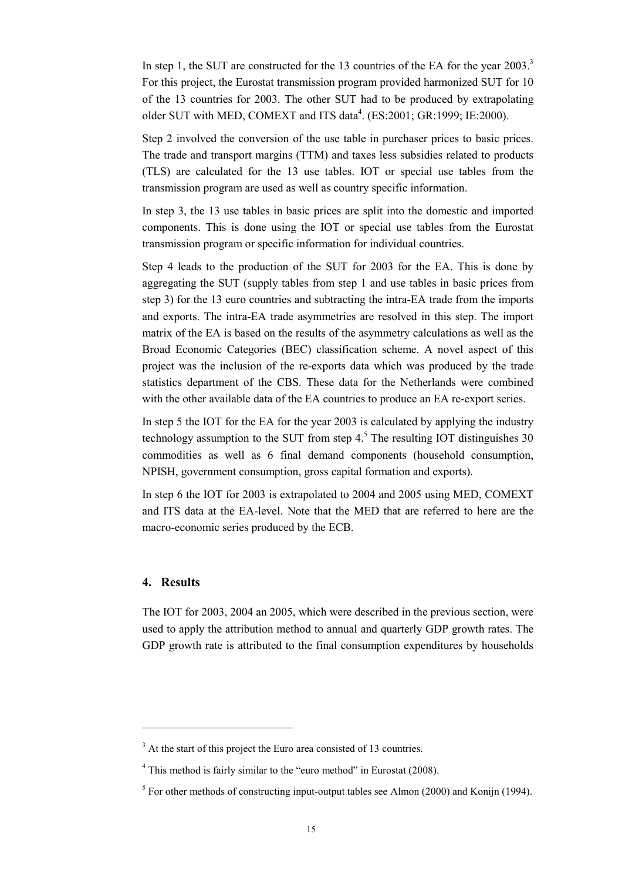In step 1, the SUT are constructed for the 13 countries of the EA for the year 2003.[3] For this project, the Eurostat transmission program provided harmonized SUT for 10 of the 13 countries for 2003. The other SUT had to be produced by extrapolating older SUT with MED, COMEXT and ITS data[4]. (ES:2001; GR:1999; IE:2000).

Step 2 involved the conversion of the use table in purchaser prices to basic prices. The trade and transport margins (TTM) and taxes less subsidies related to products (TLS) are calculated for the 13 use tables. IOT or special use tables from the transmission program are used as well as country specific information.

In step 3, the 13 use tables in basic prices are split into the domestic and imported components. This is done using the IOT or special use tables from the Eurostat transmission program or specific information for individual countries.

Step 4 leads to the production of the SUT for 2003 for the EA. This is done by aggregating the SUT (supply tables from step 1 and use tables in basic prices from step 3) for the 13 euro countries and subtracting the intra-EA trade from the imports and exports. The intra-EA trade asymmetries are resolved in this step. The import matrix of the EA is based on the results of the asymmetry calculations as well as the Broad Economic Categories (BEC) classification scheme. A novel aspect of this project was the inclusion of the re-exports data which was produced by the trade statistics department of the CBS. These data for the Netherlands were combined with the other available data of the EA countries to produce an EA re-export series.

In step 5 the IOT for the EA for the year 2003 is calculated by applying the industry technology assumption to the SUT from step 4.[5] The resulting IOT distinguishes 30 commodities as well as 6 final demand components (household consumption, NPISH, government consumption, gross capital formation and exports).

In step 6 the IOT for 2003 is extrapolated to 2004 and 2005 using MED, COMEXT and ITS data at the EA-level. Note that the MED that are referred to here are the macro-economic series produced by the ECB.

## 4. Results

The IOT for 2003, 2004 an 2005, which were described in the previous section, were used to apply the attribution method to annual and quarterly GDP growth rates. The GDP growth rate is attributed to the final consumption expenditures by households

---

[3] At the start of this project the Euro area consisted of 13 countries.

[4] This method is fairly similar to the "euro method" in Eurostat (2008).

[5] For other methods of constructing input-output tables see Almon (2000) and Konijn (1994).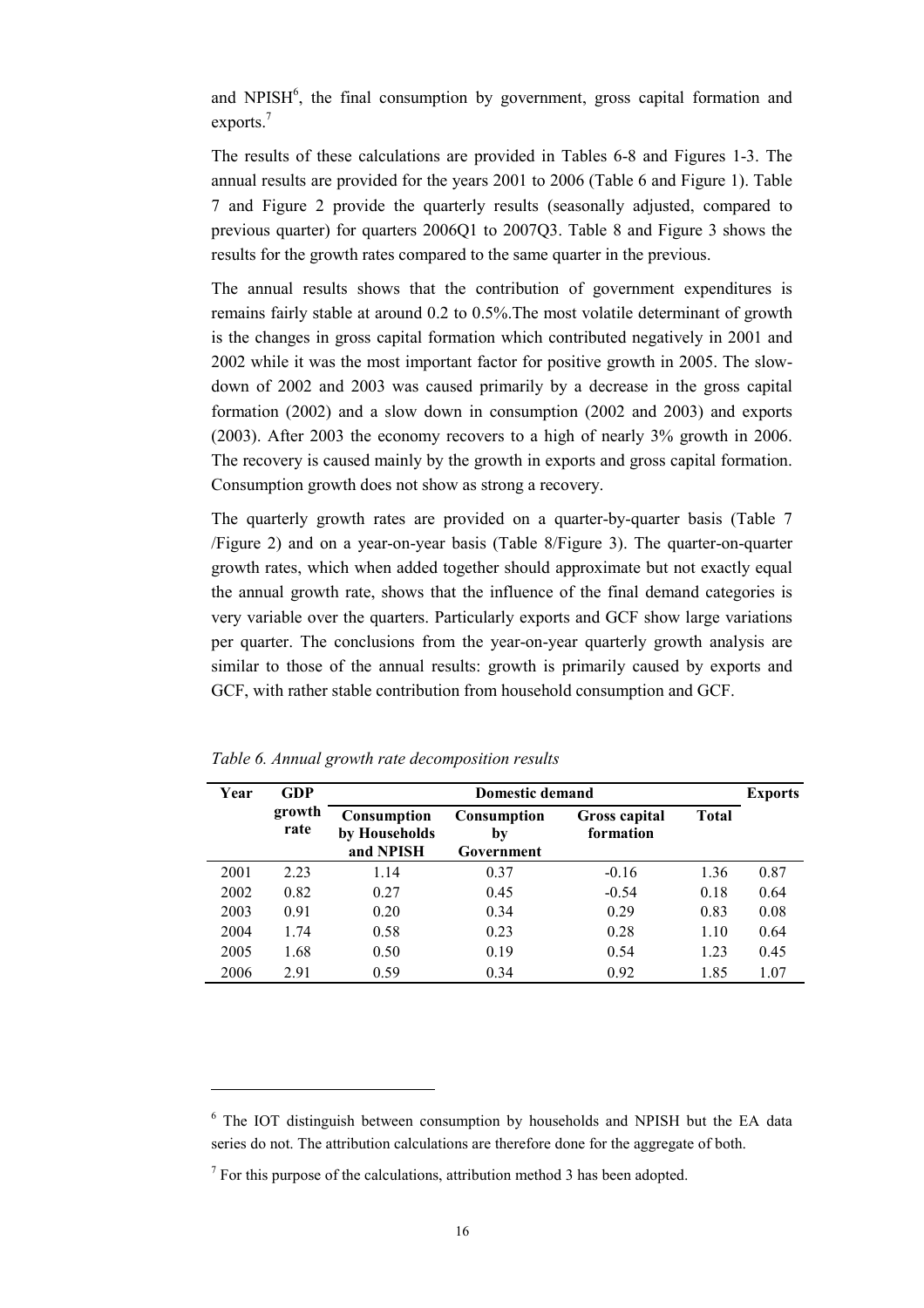and NPISH[6], the final consumption by government, gross capital formation and exports.[7]

The results of these calculations are provided in Tables 6-8 and Figures 1-3. The annual results are provided for the years 2001 to 2006 (Table 6 and Figure 1). Table 7 and Figure 2 provide the quarterly results (seasonally adjusted, compared to previous quarter) for quarters 2006Q1 to 2007Q3. Table 8 and Figure 3 shows the results for the growth rates compared to the same quarter in the previous.

The annual results shows that the contribution of government expenditures is remains fairly stable at around 0.2 to 0.5%.The most volatile determinant of growth is the changes in gross capital formation which contributed negatively in 2001 and 2002 while it was the most important factor for positive growth in 2005. The slow-down of 2002 and 2003 was caused primarily by a decrease in the gross capital formation (2002) and a slow down in consumption (2002 and 2003) and exports (2003). After 2003 the economy recovers to a high of nearly 3% growth in 2006. The recovery is caused mainly by the growth in exports and gross capital formation. Consumption growth does not show as strong a recovery.

The quarterly growth rates are provided on a quarter-by-quarter basis (Table 7 /Figure 2) and on a year-on-year basis (Table 8/Figure 3). The quarter-on-quarter growth rates, which when added together should approximate but not exactly equal the annual growth rate, shows that the influence of the final demand categories is very variable over the quarters. Particularly exports and GCF show large variations per quarter. The conclusions from the year-on-year quarterly growth analysis are similar to those of the annual results: growth is primarily caused by exports and GCF, with rather stable contribution from household consumption and GCF.

*Table 6. Annual growth rate decomposition results*

| Year | GDP growth rate | Domestic demand | | | | Exports |
|---|---|---|---|---|---|---|
| | | Consumption by Households and NPISH | Consumption by Government | Gross capital formation | Total | |
| 2001 | 2.23 | 1.14 | 0.37 | -0.16 | 1.36 | 0.87 |
| 2002 | 0.82 | 0.27 | 0.45 | -0.54 | 0.18 | 0.64 |
| 2003 | 0.91 | 0.20 | 0.34 | 0.29 | 0.83 | 0.08 |
| 2004 | 1.74 | 0.58 | 0.23 | 0.28 | 1.10 | 0.64 |
| 2005 | 1.68 | 0.50 | 0.19 | 0.54 | 1.23 | 0.45 |
| 2006 | 2.91 | 0.59 | 0.34 | 0.92 | 1.85 | 1.07 |

[6] The IOT distinguish between consumption by households and NPISH but the EA data series do not. The attribution calculations are therefore done for the aggregate of both.

[7] For this purpose of the calculations, attribution method 3 has been adopted.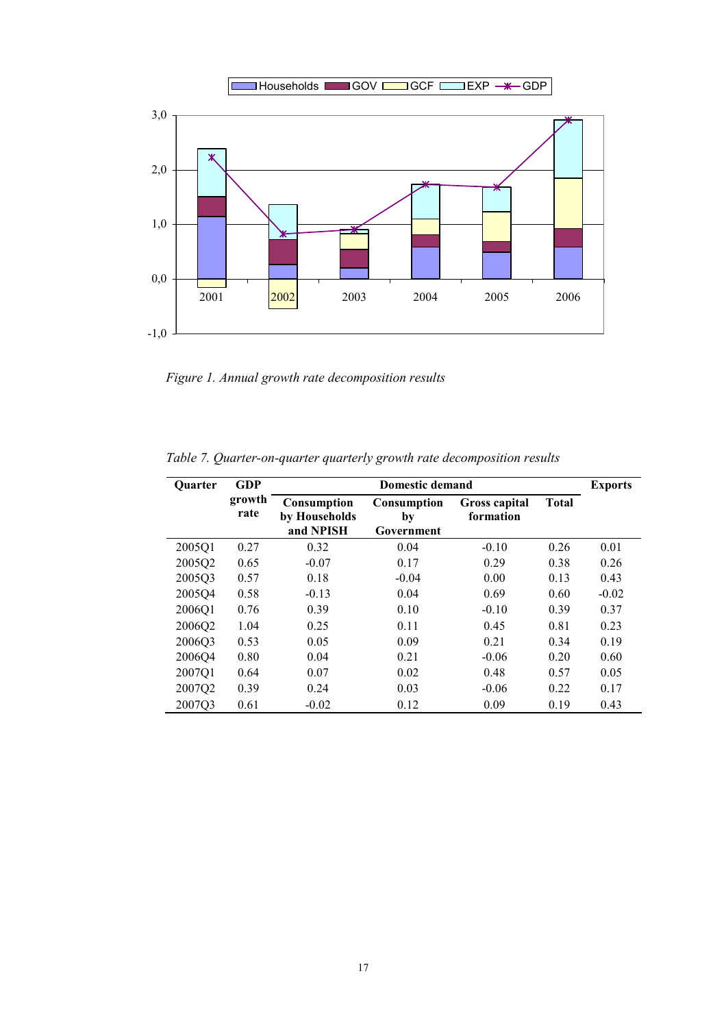*Figure 1. Annual growth rate decomposition results*

*Table 7. Quarter-on-quarter quarterly growth rate decomposition results*

| Quarter | GDP growth rate | Domestic demand | | | | Exports |
|---|---|---|---|---|---|---|
| | | Consumption by Households and NPISH | Consumption by Government | Gross capital formation | Total | |
| 2005Q1 | 0.27 | 0.32 | 0.04 | -0.10 | 0.26 | 0.01 |
| 2005Q2 | 0.65 | -0.07 | 0.17 | 0.29 | 0.38 | 0.26 |
| 2005Q3 | 0.57 | 0.18 | -0.04 | 0.00 | 0.13 | 0.43 |
| 2005Q4 | 0.58 | -0.13 | 0.04 | 0.69 | 0.60 | -0.02 |
| 2006Q1 | 0.76 | 0.39 | 0.10 | -0.10 | 0.39 | 0.37 |
| 2006Q2 | 1.04 | 0.25 | 0.11 | 0.45 | 0.81 | 0.23 |
| 2006Q3 | 0.53 | 0.05 | 0.09 | 0.21 | 0.34 | 0.19 |
| 2006Q4 | 0.80 | 0.04 | 0.21 | -0.06 | 0.20 | 0.60 |
| 2007Q1 | 0.64 | 0.07 | 0.02 | 0.48 | 0.57 | 0.05 |
| 2007Q2 | 0.39 | 0.24 | 0.03 | -0.06 | 0.22 | 0.17 |
| 2007Q3 | 0.61 | -0.02 | 0.12 | 0.09 | 0.19 | 0.43 |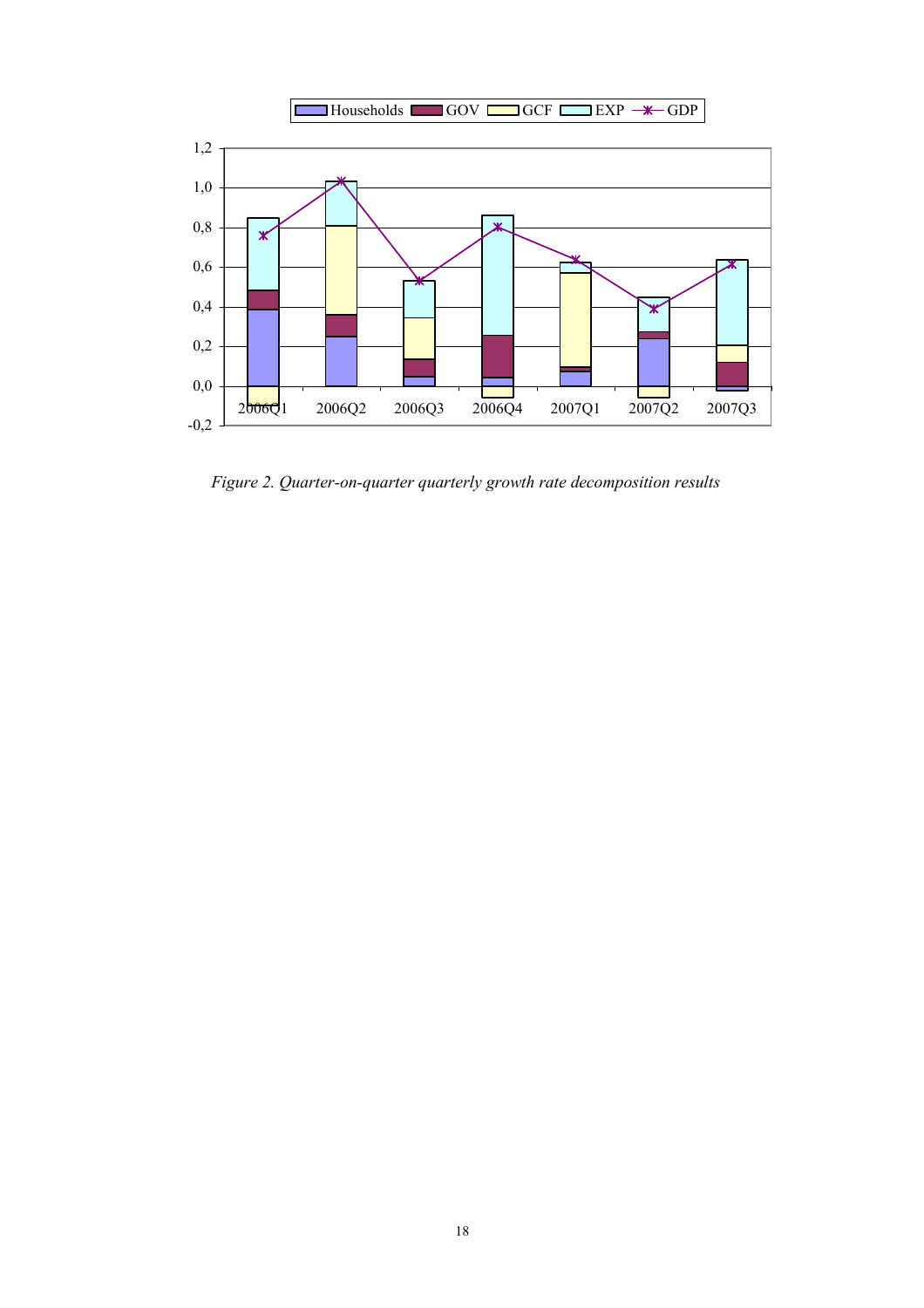*Figure 2. Quarter-on-quarter quarterly growth rate decomposition results*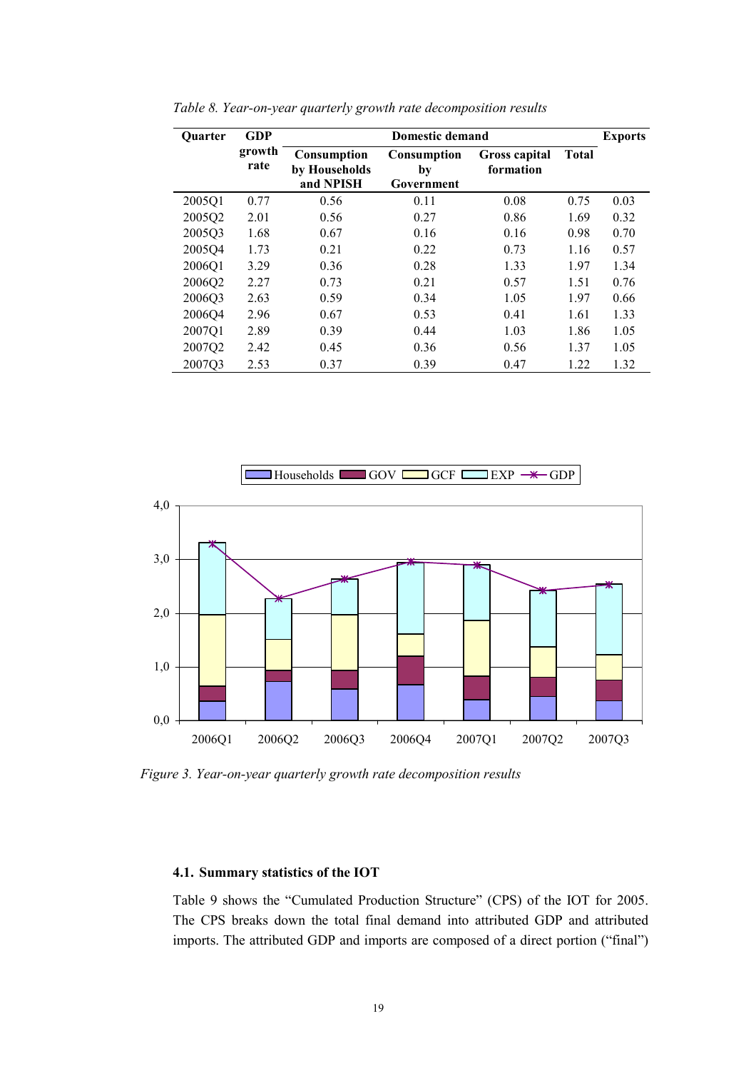*Table 8. Year-on-year quarterly growth rate decomposition results*

| Quarter | GDP growth rate | Domestic demand | | | | Exports |
|---|---|---|---|---|---|---|
| | | Consumption by Households and NPISH | Consumption by Government | Gross capital formation | Total | |
| 2005Q1 | 0.77 | 0.56 | 0.11 | 0.08 | 0.75 | 0.03 |
| 2005Q2 | 2.01 | 0.56 | 0.27 | 0.86 | 1.69 | 0.32 |
| 2005Q3 | 1.68 | 0.67 | 0.16 | 0.16 | 0.98 | 0.70 |
| 2005Q4 | 1.73 | 0.21 | 0.22 | 0.73 | 1.16 | 0.57 |
| 2006Q1 | 3.29 | 0.36 | 0.28 | 1.33 | 1.97 | 1.34 |
| 2006Q2 | 2.27 | 0.73 | 0.21 | 0.57 | 1.51 | 0.76 |
| 2006Q3 | 2.63 | 0.59 | 0.34 | 1.05 | 1.97 | 0.66 |
| 2006Q4 | 2.96 | 0.67 | 0.53 | 0.41 | 1.61 | 1.33 |
| 2007Q1 | 2.89 | 0.39 | 0.44 | 1.03 | 1.86 | 1.05 |
| 2007Q2 | 2.42 | 0.45 | 0.36 | 0.56 | 1.37 | 1.05 |
| 2007Q3 | 2.53 | 0.37 | 0.39 | 0.47 | 1.22 | 1.32 |

*Figure 3. Year-on-year quarterly growth rate decomposition results*

### 4.1. Summary statistics of the IOT

Table 9 shows the "Cumulated Production Structure" (CPS) of the IOT for 2005. The CPS breaks down the total final demand into attributed GDP and attributed imports. The attributed GDP and imports are composed of a direct portion ("final")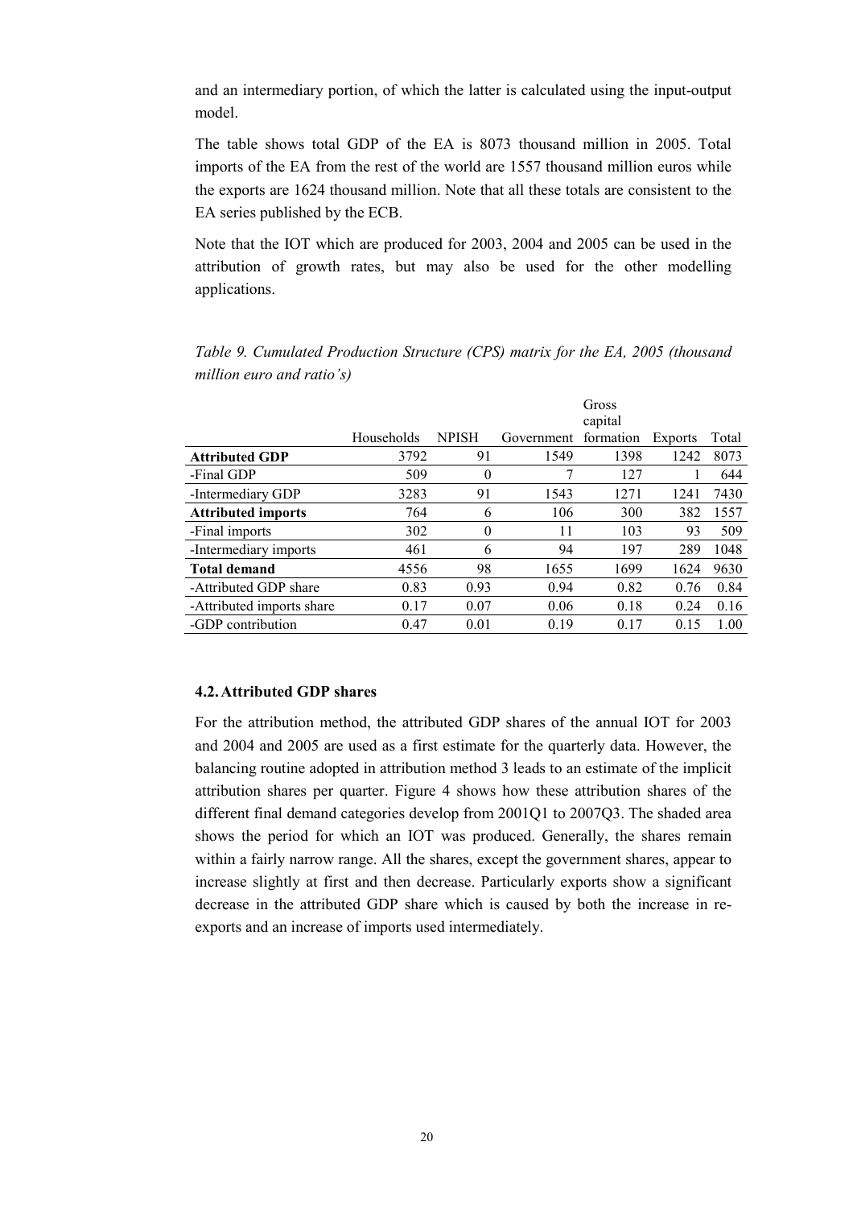and an intermediary portion, of which the latter is calculated using the input-output model.

The table shows total GDP of the EA is 8073 thousand million in 2005. Total imports of the EA from the rest of the world are 1557 thousand million euros while the exports are 1624 thousand million. Note that all these totals are consistent to the EA series published by the ECB.

Note that the IOT which are produced for 2003, 2004 and 2005 can be used in the attribution of growth rates, but may also be used for the other modelling applications.

*Table 9. Cumulated Production Structure (CPS) matrix for the EA, 2005 (thousand million euro and ratio's)*

| | Households | NPISH | Government | Gross capital formation | Exports | Total |
|---|---|---|---|---|---|---|
| **Attributed GDP** | 3792 | 91 | 1549 | 1398 | 1242 | 8073 |
| -Final GDP | 509 | 0 | 7 | 127 | 1 | 644 |
| -Intermediary GDP | 3283 | 91 | 1543 | 1271 | 1241 | 7430 |
| **Attributed imports** | 764 | 6 | 106 | 300 | 382 | 1557 |
| -Final imports | 302 | 0 | 11 | 103 | 93 | 509 |
| -Intermediary imports | 461 | 6 | 94 | 197 | 289 | 1048 |
| **Total demand** | 4556 | 98 | 1655 | 1699 | 1624 | 9630 |
| -Attributed GDP share | 0.83 | 0.93 | 0.94 | 0.82 | 0.76 | 0.84 |
| -Attributed imports share | 0.17 | 0.07 | 0.06 | 0.18 | 0.24 | 0.16 |
| -GDP contribution | 0.47 | 0.01 | 0.19 | 0.17 | 0.15 | 1.00 |

### 4.2. Attributed GDP shares

For the attribution method, the attributed GDP shares of the annual IOT for 2003 and 2004 and 2005 are used as a first estimate for the quarterly data. However, the balancing routine adopted in attribution method 3 leads to an estimate of the implicit attribution shares per quarter. Figure 4 shows how these attribution shares of the different final demand categories develop from 2001Q1 to 2007Q3. The shaded area shows the period for which an IOT was produced. Generally, the shares remain within a fairly narrow range. All the shares, except the government shares, appear to increase slightly at first and then decrease. Particularly exports show a significant decrease in the attributed GDP share which is caused by both the increase in re-exports and an increase of imports used intermediately.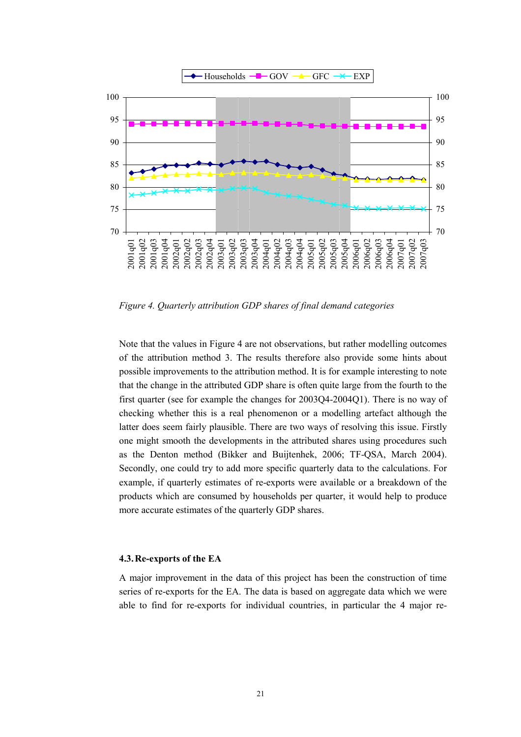*Figure 4. Quarterly attribution GDP shares of final demand categories*

Note that the values in Figure 4 are not observations, but rather modelling outcomes of the attribution method 3. The results therefore also provide some hints about possible improvements to the attribution method. It is for example interesting to note that the change in the attributed GDP share is often quite large from the fourth to the first quarter (see for example the changes for 2003Q4-2004Q1). There is no way of checking whether this is a real phenomenon or a modelling artefact although the latter does seem fairly plausible. There are two ways of resolving this issue. Firstly one might smooth the developments in the attributed shares using procedures such as the Denton method (Bikker and Buijtenhek, 2006; TF-QSA, March 2004). Secondly, one could try to add more specific quarterly data to the calculations. For example, if quarterly estimates of re-exports were available or a breakdown of the products which are consumed by households per quarter, it would help to produce more accurate estimates of the quarterly GDP shares.

### 4.3. Re-exports of the EA

A major improvement in the data of this project has been the construction of time series of re-exports for the EA. The data is based on aggregate data which we were able to find for re-exports for individual countries, in particular the 4 major re-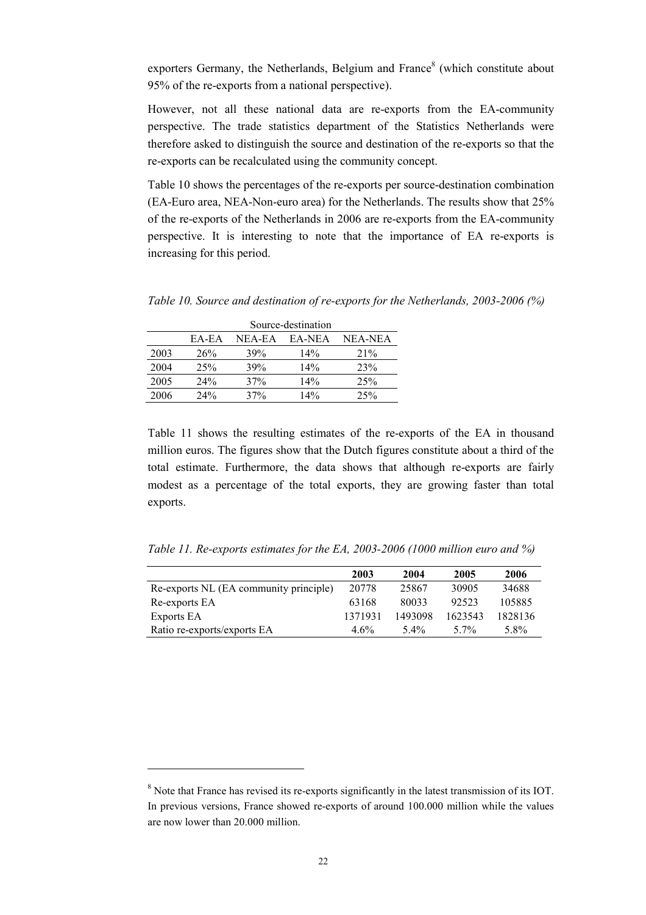exporters Germany, the Netherlands, Belgium and France[8] (which constitute about 95% of the re-exports from a national perspective).

However, not all these national data are re-exports from the EA-community perspective. The trade statistics department of the Statistics Netherlands were therefore asked to distinguish the source and destination of the re-exports so that the re-exports can be recalculated using the community concept.

Table 10 shows the percentages of the re-exports per source-destination combination (EA-Euro area, NEA-Non-euro area) for the Netherlands. The results show that 25% of the re-exports of the Netherlands in 2006 are re-exports from the EA-community perspective. It is interesting to note that the importance of EA re-exports is increasing for this period.

*Table 10. Source and destination of re-exports for the Netherlands, 2003-2006 (%)*

| | Source-destination | | | |
|---|---|---|---|---|
| | EA-EA | NEA-EA | EA-NEA | NEA-NEA |
| 2003 | 26% | 39% | 14% | 21% |
| 2004 | 25% | 39% | 14% | 23% |
| 2005 | 24% | 37% | 14% | 25% |
| 2006 | 24% | 37% | 14% | 25% |

Table 11 shows the resulting estimates of the re-exports of the EA in thousand million euros. The figures show that the Dutch figures constitute about a third of the total estimate. Furthermore, the data shows that although re-exports are fairly modest as a percentage of the total exports, they are growing faster than total exports.

*Table 11. Re-exports estimates for the EA, 2003-2006 (1000 million euro and %)*

| | **2003** | **2004** | **2005** | **2006** |
|---|---|---|---|---|
| Re-exports NL (EA community principle) | 20778 | 25867 | 30905 | 34688 |
| Re-exports EA | 63168 | 80033 | 92523 | 105885 |
| Exports EA | 1371931 | 1493098 | 1623543 | 1828136 |
| Ratio re-exports/exports EA | 4.6% | 5.4% | 5.7% | 5.8% |

[8] Note that France has revised its re-exports significantly in the latest transmission of its IOT. In previous versions, France showed re-exports of around 100.000 million while the values are now lower than 20.000 million.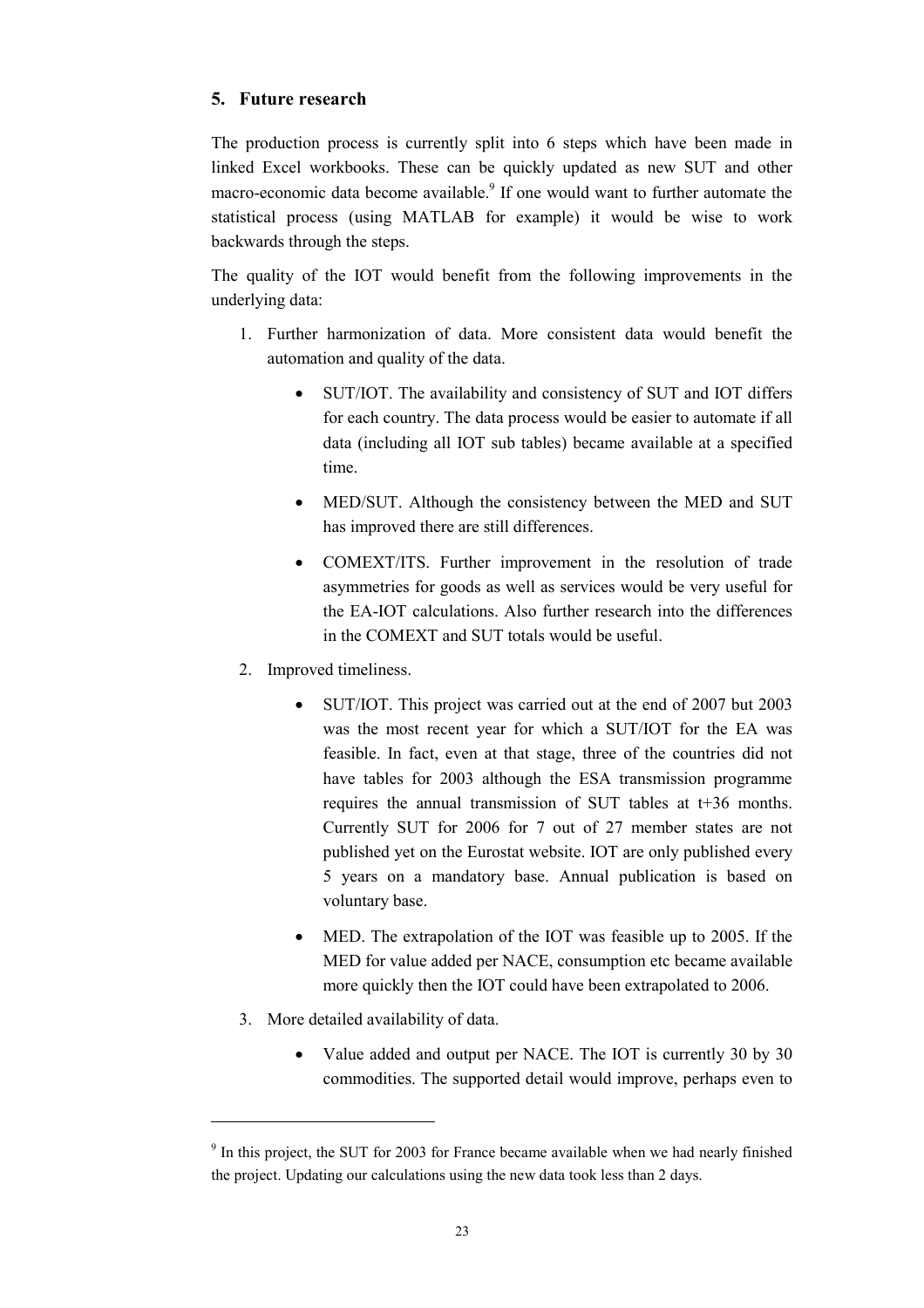## 5. Future research

The production process is currently split into 6 steps which have been made in linked Excel workbooks. These can be quickly updated as new SUT and other macro-economic data become available.[9] If one would want to further automate the statistical process (using MATLAB for example) it would be wise to work backwards through the steps.

The quality of the IOT would benefit from the following improvements in the underlying data:

1. Further harmonization of data. More consistent data would benefit the automation and quality of the data.
    - SUT/IOT. The availability and consistency of SUT and IOT differs for each country. The data process would be easier to automate if all data (including all IOT sub tables) became available at a specified time.
    - MED/SUT. Although the consistency between the MED and SUT has improved there are still differences.
    - COMEXT/ITS. Further improvement in the resolution of trade asymmetries for goods as well as services would be very useful for the EA-IOT calculations. Also further research into the differences in the COMEXT and SUT totals would be useful.
2. Improved timeliness.
    - SUT/IOT. This project was carried out at the end of 2007 but 2003 was the most recent year for which a SUT/IOT for the EA was feasible. In fact, even at that stage, three of the countries did not have tables for 2003 although the ESA transmission programme requires the annual transmission of SUT tables at t+36 months. Currently SUT for 2006 for 7 out of 27 member states are not published yet on the Eurostat website. IOT are only published every 5 years on a mandatory base. Annual publication is based on voluntary base.
    - MED. The extrapolation of the IOT was feasible up to 2005. If the MED for value added per NACE, consumption etc became available more quickly then the IOT could have been extrapolated to 2006.
3. More detailed availability of data.
    - Value added and output per NACE. The IOT is currently 30 by 30 commodities. The supported detail would improve, perhaps even to

[9] In this project, the SUT for 2003 for France became available when we had nearly finished the project. Updating our calculations using the new data took less than 2 days.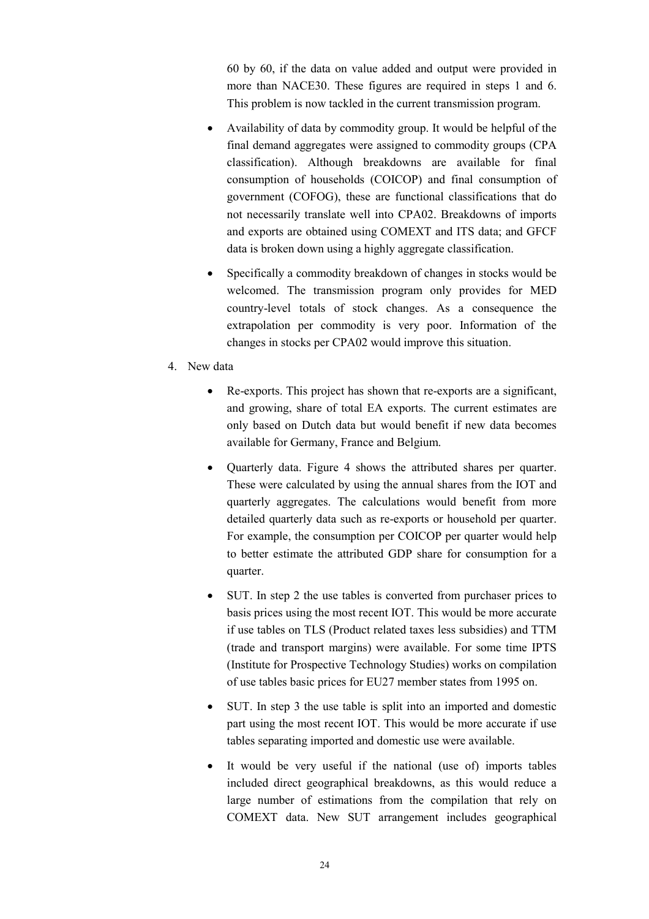60 by 60, if the data on value added and output were provided in more than NACE30. These figures are required in steps 1 and 6. This problem is now tackled in the current transmission program.

- Availability of data by commodity group. It would be helpful of the final demand aggregates were assigned to commodity groups (CPA classification). Although breakdowns are available for final consumption of households (COICOP) and final consumption of government (COFOG), these are functional classifications that do not necessarily translate well into CPA02. Breakdowns of imports and exports are obtained using COMEXT and ITS data; and GFCF data is broken down using a highly aggregate classification.
- Specifically a commodity breakdown of changes in stocks would be welcomed. The transmission program only provides for MED country-level totals of stock changes. As a consequence the extrapolation per commodity is very poor. Information of the changes in stocks per CPA02 would improve this situation.

4. New data

- Re-exports. This project has shown that re-exports are a significant, and growing, share of total EA exports. The current estimates are only based on Dutch data but would benefit if new data becomes available for Germany, France and Belgium.
- Quarterly data. Figure 4 shows the attributed shares per quarter. These were calculated by using the annual shares from the IOT and quarterly aggregates. The calculations would benefit from more detailed quarterly data such as re-exports or household per quarter. For example, the consumption per COICOP per quarter would help to better estimate the attributed GDP share for consumption for a quarter.
- SUT. In step 2 the use tables is converted from purchaser prices to basis prices using the most recent IOT. This would be more accurate if use tables on TLS (Product related taxes less subsidies) and TTM (trade and transport margins) were available. For some time IPTS (Institute for Prospective Technology Studies) works on compilation of use tables basic prices for EU27 member states from 1995 on.
- SUT. In step 3 the use table is split into an imported and domestic part using the most recent IOT. This would be more accurate if use tables separating imported and domestic use were available.
- It would be very useful if the national (use of) imports tables included direct geographical breakdowns, as this would reduce a large number of estimations from the compilation that rely on COMEXT data. New SUT arrangement includes geographical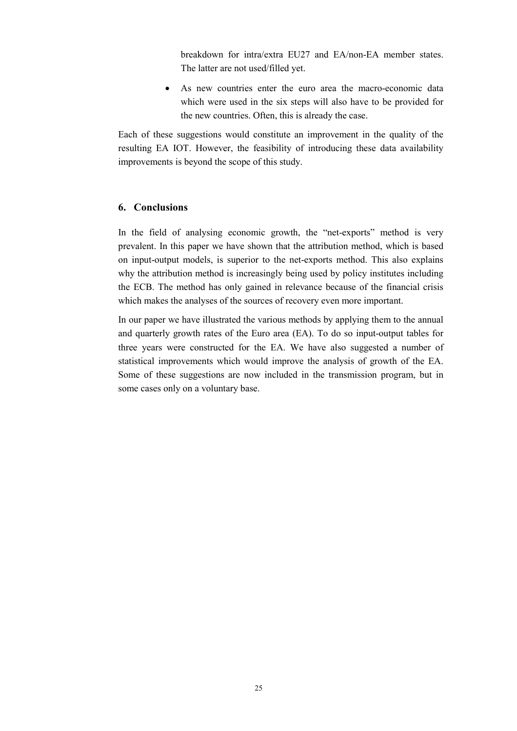breakdown for intra/extra EU27 and EA/non-EA member states. The latter are not used/filled yet.

- As new countries enter the euro area the macro-economic data which were used in the six steps will also have to be provided for the new countries. Often, this is already the case.

Each of these suggestions would constitute an improvement in the quality of the resulting EA IOT. However, the feasibility of introducing these data availability improvements is beyond the scope of this study.

## 6. Conclusions

In the field of analysing economic growth, the "net-exports" method is very prevalent. In this paper we have shown that the attribution method, which is based on input-output models, is superior to the net-exports method. This also explains why the attribution method is increasingly being used by policy institutes including the ECB. The method has only gained in relevance because of the financial crisis which makes the analyses of the sources of recovery even more important.

In our paper we have illustrated the various methods by applying them to the annual and quarterly growth rates of the Euro area (EA). To do so input-output tables for three years were constructed for the EA. We have also suggested a number of statistical improvements which would improve the analysis of growth of the EA. Some of these suggestions are now included in the transmission program, but in some cases only on a voluntary base.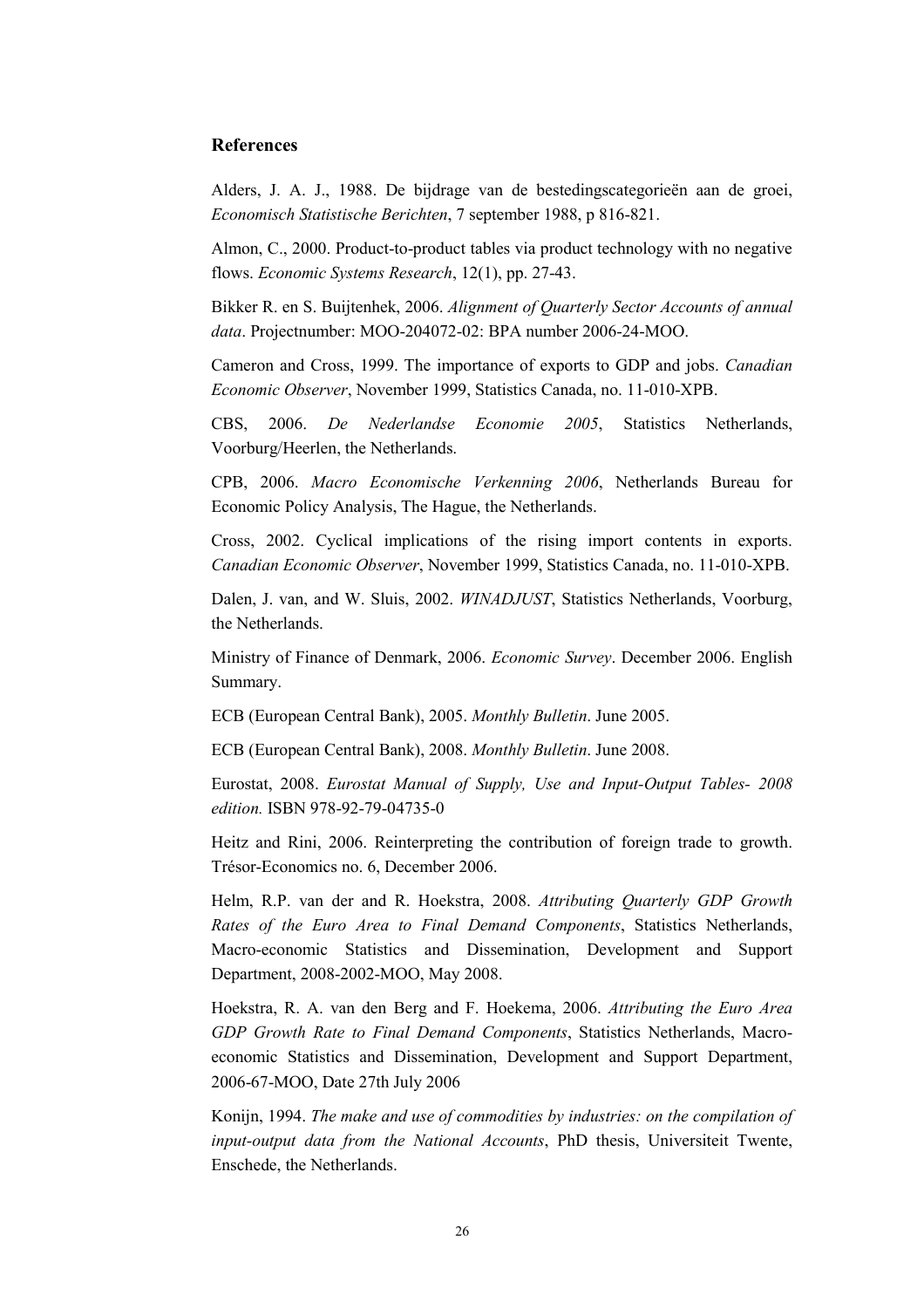## References

Alders, J. A. J., 1988. De bijdrage van de bestedingscategorieën aan de groei, *Economisch Statistische Berichten*, 7 september 1988, p 816-821.

Almon, C., 2000. Product-to-product tables via product technology with no negative flows. *Economic Systems Research*, 12(1), pp. 27-43.

Bikker R. en S. Buijtenhek, 2006. *Alignment of Quarterly Sector Accounts of annual data*. Projectnumber: MOO-204072-02: BPA number 2006-24-MOO.

Cameron and Cross, 1999. The importance of exports to GDP and jobs. *Canadian Economic Observer*, November 1999, Statistics Canada, no. 11-010-XPB.

CBS, 2006. *De Nederlandse Economie 2005*, Statistics Netherlands, Voorburg/Heerlen, the Netherlands.

CPB, 2006. *Macro Economische Verkenning 2006*, Netherlands Bureau for Economic Policy Analysis, The Hague, the Netherlands.

Cross, 2002. Cyclical implications of the rising import contents in exports. *Canadian Economic Observer*, November 1999, Statistics Canada, no. 11-010-XPB.

Dalen, J. van, and W. Sluis, 2002. *WINADJUST*, Statistics Netherlands, Voorburg, the Netherlands.

Ministry of Finance of Denmark, 2006. *Economic Survey*. December 2006. English Summary.

ECB (European Central Bank), 2005. *Monthly Bulletin*. June 2005.

ECB (European Central Bank), 2008. *Monthly Bulletin*. June 2008.

Eurostat, 2008. *Eurostat Manual of Supply, Use and Input-Output Tables- 2008 edition.* ISBN 978-92-79-04735-0

Heitz and Rini, 2006. Reinterpreting the contribution of foreign trade to growth. Trésor-Economics no. 6, December 2006.

Helm, R.P. van der and R. Hoekstra, 2008. *Attributing Quarterly GDP Growth Rates of the Euro Area to Final Demand Components*, Statistics Netherlands, Macro-economic Statistics and Dissemination, Development and Support Department, 2008-2002-MOO, May 2008.

Hoekstra, R. A. van den Berg and F. Hoekema, 2006. *Attributing the Euro Area GDP Growth Rate to Final Demand Components*, Statistics Netherlands, Macro-economic Statistics and Dissemination, Development and Support Department, 2006-67-MOO, Date 27th July 2006

Konijn, 1994. *The make and use of commodities by industries: on the compilation of input-output data from the National Accounts*, PhD thesis, Universiteit Twente, Enschede, the Netherlands.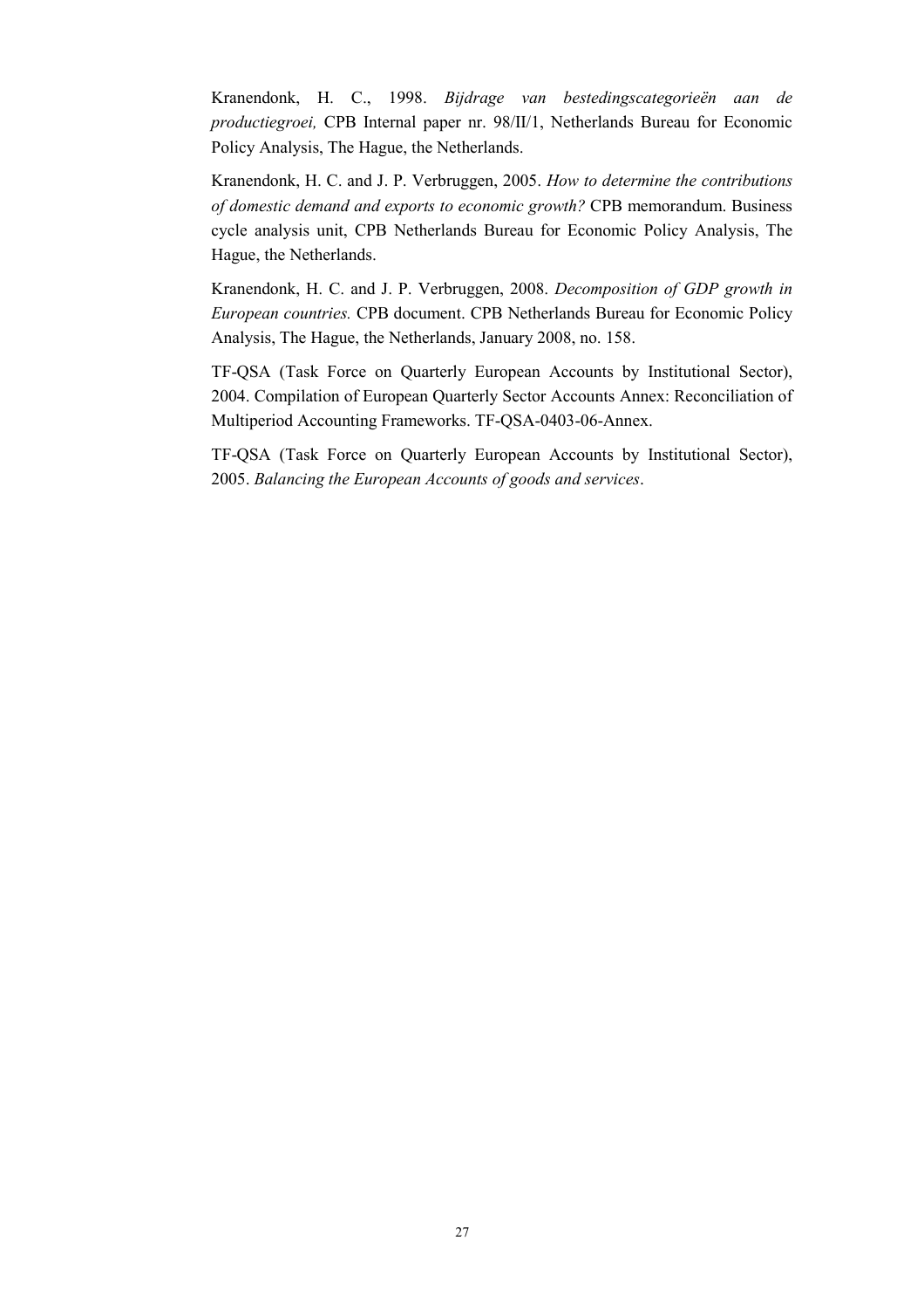Kranendonk, H. C., 1998. *Bijdrage van bestedingscategorieën aan de productiegroei,* CPB Internal paper nr. 98/II/1, Netherlands Bureau for Economic Policy Analysis, The Hague, the Netherlands.

Kranendonk, H. C. and J. P. Verbruggen, 2005. *How to determine the contributions of domestic demand and exports to economic growth?* CPB memorandum. Business cycle analysis unit, CPB Netherlands Bureau for Economic Policy Analysis, The Hague, the Netherlands.

Kranendonk, H. C. and J. P. Verbruggen, 2008. *Decomposition of GDP growth in European countries.* CPB document. CPB Netherlands Bureau for Economic Policy Analysis, The Hague, the Netherlands, January 2008, no. 158.

TF-QSA (Task Force on Quarterly European Accounts by Institutional Sector), 2004. Compilation of European Quarterly Sector Accounts Annex: Reconciliation of Multiperiod Accounting Frameworks. TF-QSA-0403-06-Annex.

TF-QSA (Task Force on Quarterly European Accounts by Institutional Sector), 2005. *Balancing the European Accounts of goods and services*.